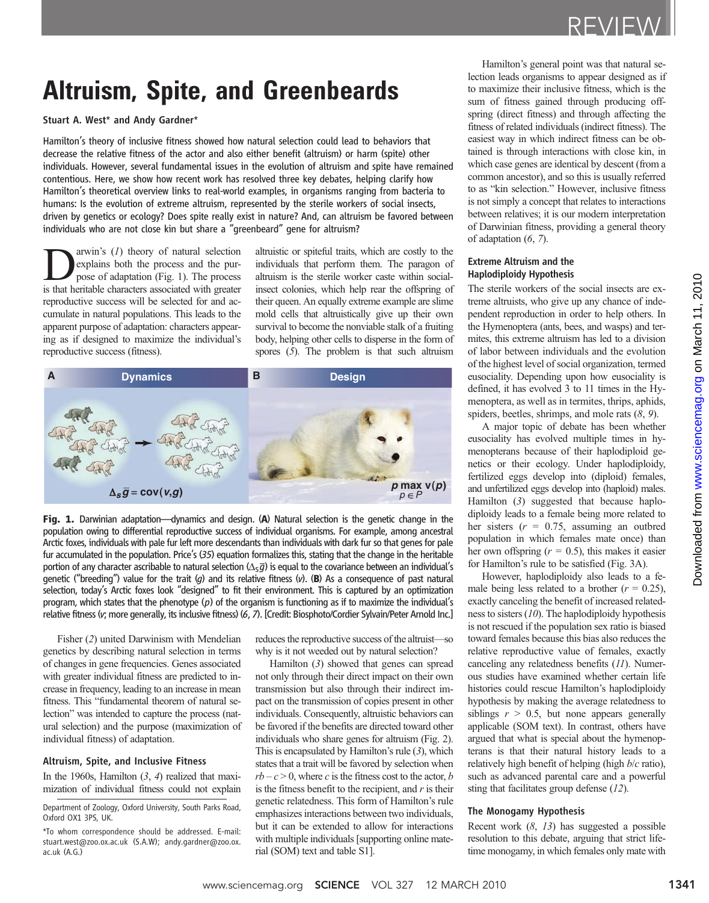# Altruism, Spite, and Greenbeards

**Stuart A. West\* and Andy Gardner\***

Hamilton's theory of inclusive fitness showed how natural selection could lead to behaviors that decrease the relative fitness of the actor and also either benefit (altruism) or harm (spite) other individuals. However, several fundamental issues in the evolution of altruism and spite have remained contentious. Here, we show how recent work has resolved three key debates, helping clarify how Hamilton's theoretical overview links to real-world examples, in organisms ranging from bacteria to humans: Is the evolution of extreme altruism, represented by the sterile workers of social insects, driven by genetics or ecology? Does spite really exist in nature? And, can altruism be favored between individuals who are not close kin but share a "greenbeard" gene for altruism?

Darwin's (1) theory of natural selection explains both the process and the purpose of adaptation (Fig. 1). The process is that heritable characters associated with greater reproductive success will be selected for and accumulate in natural populations. This leads to the apparent purpose of adaptation: characters appearing as if designed to maximize the individual's reproductive success (fitness).

Fisher (2) united Darwinism with Mendelian genetics by describing natural selection in terms of changes in gene frequencies. Genes associated with greater individual fitness are predicted to increase in frequency, leading to an increase in mean fitness. This "fundamental theorem of natural selection" was intended to capture the process (natural selection) and the purpose (maximization of individual fitness) of adaptation.

### Altruism, Spite, and Inclusive Fitness

In the 1960s, Hamilton (3, 4) realized that maximization of individual fitness could not explain altruistic or spiteful traits, which are costly to the individuals that perform them. The paragon of altruism is the sterile worker caste within social-insect colonies, which help rear the offspring of their queen. An equally extreme example are slime mold cells that altruistically give up their own survival to become the nonviable stalk of a fruiting body, helping other cells to disperse in the form of spores (5). The problem is that such altruism reduces the reproductive success of the altruist—so why is it not weeded out by natural selection?

Hamilton (3) showed that genes can spread not only through their direct impact on their own transmission but also through their indirect impact on the transmission of copies present in other individuals. Consequently, altruistic behaviors can be favored if the benefits are directed toward other individuals who share genes for altruism (Fig. 2). This is encapsulated by Hamilton's rule (3), which states that a trait will be favored by selection when $rb - c > 0$, where $c$ is the fitness cost to the actor, $b$ is the fitness benefit to the recipient, and $r$ is their genetic relatedness. This form of Hamilton's rule emphasizes interactions between two individuals, but it can be extended to allow for interactions with multiple individuals [supporting online material (SOM) text and table S1].

**A** Dynamics — $\Delta_S \bar{g} = \mathrm{cov}(v,g)$

**B** Design — $p \max_{p \in P} v(p)$

**Fig. 1.** Darwinian adaptation—dynamics and design. (**A**) Natural selection is the genetic change in the population owing to differential reproductive success of individual organisms. For example, among ancestral Arctic foxes, individuals with pale fur left more descendants than individuals with dark fur so that genes for pale fur accumulated in the population. Price's (35) equation formalizes this, stating that the change in the heritable portion of any character ascribable to natural selection ($\Delta_S \bar{g}$) is equal to the covariance between an individual's genetic ("breeding") value for the trait ($g$) and its relative fitness ($v$). (**B**) As a consequence of past natural selection, today's Arctic foxes look "designed" to fit their environment. This is captured by an optimization program, which states that the phenotype ($p$) of the organism is functioning as if to maximize the individual's relative fitness ($v$; more generally, its inclusive fitness) (6, 7). [Credit: Biosphoto/Cordier Sylvain/Peter Arnold Inc.]

Hamilton's general point was that natural selection leads organisms to appear designed as if to maximize their inclusive fitness, which is the sum of fitness gained through producing offspring (direct fitness) and through affecting the fitness of related individuals (indirect fitness). The easiest way in which indirect fitness can be obtained is through interactions with close kin, in which case genes are identical by descent (from a common ancestor), and so this is usually referred to as "kin selection." However, inclusive fitness is not simply a concept that relates to interactions between relatives; it is our modern interpretation of Darwinian fitness, providing a general theory of adaptation (6, 7).

### Extreme Altruism and the Haplodiploidy Hypothesis

The sterile workers of the social insects are extreme altruists, who give up any chance of independent reproduction in order to help others. In the Hymenoptera (ants, bees, and wasps) and termites, this extreme altruism has led to a division of labor between individuals and the evolution of the highest level of social organization, termed eusociality. Depending upon how eusociality is defined, it has evolved 3 to 11 times in the Hymenoptera, as well as in termites, thrips, aphids, spiders, beetles, shrimps, and mole rats (8, 9).

A major topic of debate has been whether eusociality has evolved multiple times in hymenopterans because of their haplodiploid genetics or their ecology. Under haplodiploidy, fertilized eggs develop into (diploid) females, and unfertilized eggs develop into (haploid) males. Hamilton (3) suggested that because haplodiploidy leads to a female being more related to her sisters ($r = 0.75$, assuming an outbred population in which females mate once) than her own offspring ($r = 0.5$), this makes it easier for Hamilton's rule to be satisfied (Fig. 3A).

However, haplodiploidy also leads to a female being less related to a brother ($r = 0.25$), exactly canceling the benefit of increased relatedness to sisters (10). The haplodiploidy hypothesis is not rescued if the population sex ratio is biased toward females because this bias also reduces the relative reproductive value of females, exactly canceling any relatedness benefits (11). Numerous studies have examined whether certain life histories could rescue Hamilton's haplodiploidy hypothesis by making the average relatedness to siblings $r > 0.5$, but none appears generally applicable (SOM text). In contrast, others have argued that what is special about the hymenopterans is that their natural history leads to a relatively high benefit of helping (high $b/c$ ratio), such as advanced parental care and a powerful sting that facilitates group defense (12).

### The Monogamy Hypothesis

Recent work (8, 13) has suggested a possible resolution to this debate, arguing that strict lifetime monogamy, in which females only mate with

Department of Zoology, Oxford University, South Parks Road, Oxford OX1 3PS, UK.

\*To whom correspondence should be addressed. E-mail: stuart.west@zoo.ox.ac.uk (S.A.W); andy.gardner@zoo.ox.ac.uk (A.G.)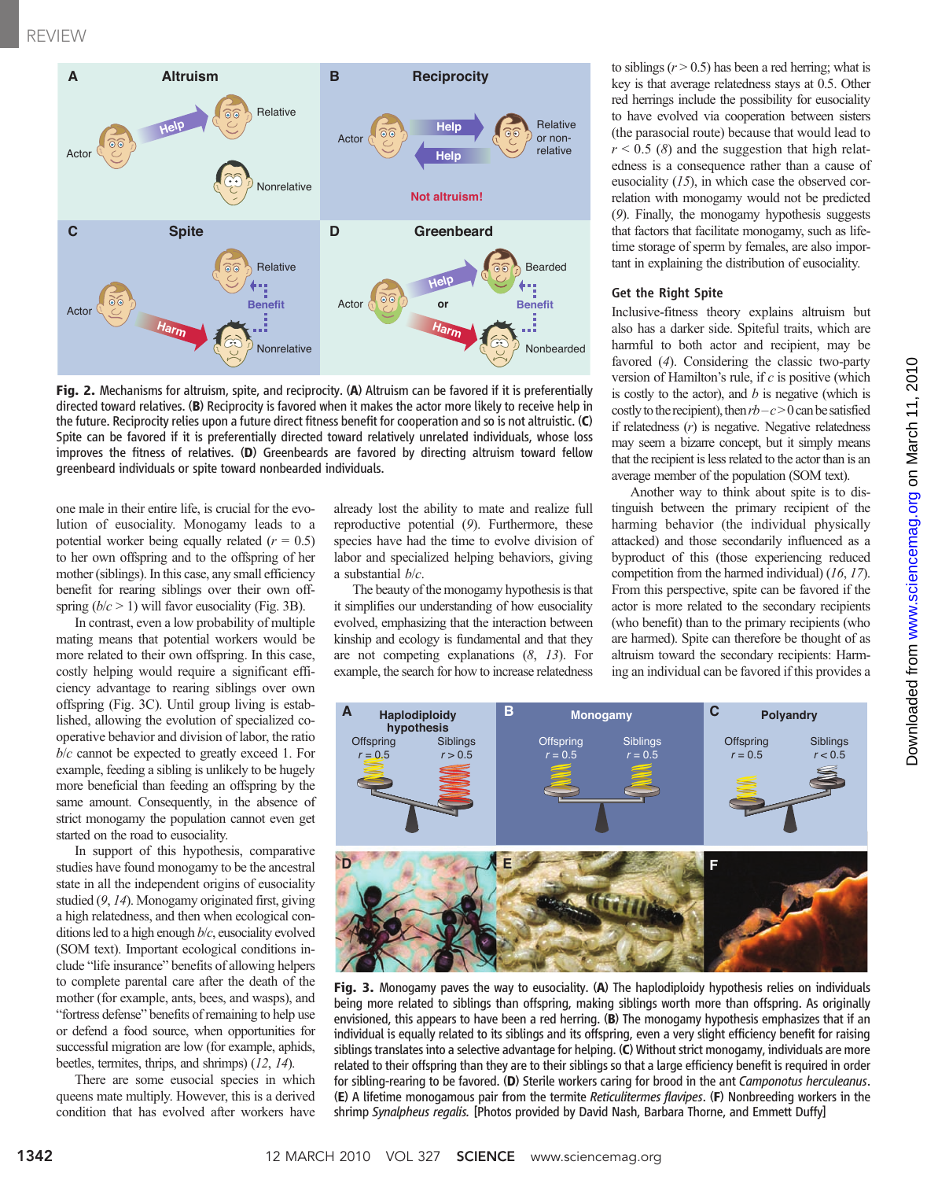Fig. 2. Mechanisms for altruism, spite, and reciprocity. (**A**) Altruism can be favored if it is preferentially directed toward relatives. (**B**) Reciprocity is favored when it makes the actor more likely to receive help in the future. Reciprocity relies upon a future direct fitness benefit for cooperation and so is not altruistic. (**C**) Spite can be favored if it is preferentially directed toward relatively unrelated individuals, whose loss improves the fitness of relatives. (**D**) Greenbeards are favored by directing altruism toward fellow greenbeard individuals or spite toward nonbearded individuals.

one male in their entire life, is crucial for the evolution of eusociality. Monogamy leads to a potential worker being equally related ($r = 0.5$) to her own offspring and to the offspring of her mother (siblings). In this case, any small efficiency benefit for rearing siblings over their own offspring ($b/c > 1$) will favor eusociality (Fig. 3B).

In contrast, even a low probability of multiple mating means that potential workers would be more related to their own offspring. In this case, costly helping would require a significant efficiency advantage to rearing siblings over own offspring (Fig. 3C). Until group living is established, allowing the evolution of specialized cooperative behavior and division of labor, the ratio $b/c$ cannot be expected to greatly exceed 1. For example, feeding a sibling is unlikely to be hugely more beneficial than feeding an offspring by the same amount. Consequently, in the absence of strict monogamy the population cannot even get started on the road to eusociality.

In support of this hypothesis, comparative studies have found monogamy to be the ancestral state in all the independent origins of eusociality studied (*9*, *14*). Monogamy originated first, giving a high relatedness, and then when ecological conditions led to a high enough $b/c$, eusociality evolved (SOM text). Important ecological conditions include "life insurance" benefits of allowing helpers to complete parental care after the death of the mother (for example, ants, bees, and wasps), and "fortress defense" benefits of remaining to help use or defend a food source, when opportunities for successful migration are low (for example, aphids, beetles, termites, thrips, and shrimps) (*12*, *14*).

There are some eusocial species in which queens mate multiply. However, this is a derived condition that has evolved after workers have already lost the ability to mate and realize full reproductive potential (*9*). Furthermore, these species have had the time to evolve division of labor and specialized helping behaviors, giving a substantial $b/c$.

The beauty of the monogamy hypothesis is that it simplifies our understanding of how eusociality evolved, emphasizing that the interaction between kinship and ecology is fundamental and that they are not competing explanations (*8*, *13*). For example, the search for how to increase relatedness to siblings ($r > 0.5$) has been a red herring; what is key is that average relatedness stays at 0.5. Other red herrings include the possibility for eusociality to have evolved via cooperation between sisters (the parasocial route) because that would lead to $r < 0.5$ (*8*) and the suggestion that high relatedness is a consequence rather than a cause of eusociality (*15*), in which case the observed correlation with monogamy would not be predicted (*9*). Finally, the monogamy hypothesis suggests that factors that facilitate monogamy, such as lifetime storage of sperm by females, are also important in explaining the distribution of eusociality.

## Get the Right Spite

Inclusive-fitness theory explains altruism but also has a darker side. Spiteful traits, which are harmful to both actor and recipient, may be favored (*4*). Considering the classic two-party version of Hamilton's rule, if $c$ is positive (which is costly to the actor), and $b$ is negative (which is costly to the recipient), then $rb - c > 0$ can be satisfied if relatedness ($r$) is negative. Negative relatedness may seem a bizarre concept, but it simply means that the recipient is less related to the actor than is an average member of the population (SOM text).

Another way to think about spite is to distinguish between the primary recipient of the harming behavior (the individual physically attacked) and those secondarily influenced as a byproduct of this (those experiencing reduced competition from the harmed individual) (*16*, *17*). From this perspective, spite can be favored if the actor is more related to the secondary recipients (who benefit) than to the primary recipients (who are harmed). Spite can therefore be thought of as altruism toward the secondary recipients: Harming an individual can be favored if this provides a

Fig. 3. Monogamy paves the way to eusociality. (**A**) The haplodiploidy hypothesis relies on individuals being more related to siblings than offspring, making siblings worth more than offspring. As originally envisioned, this appears to have been a red herring. (**B**) The monogamy hypothesis emphasizes that if an individual is equally related to its siblings and its offspring, even a very slight efficiency benefit for raising siblings translates into a selective advantage for helping. (**C**) Without strict monogamy, individuals are more related to their offspring than they are to their siblings so that a large efficiency benefit is required in order for sibling-rearing to be favored. (**D**) Sterile workers caring for brood in the ant *Camponotus herculeanus*. (**E**) A lifetime monogamous pair from the termite *Reticulitermes flavipes*. (**F**) Nonbreeding workers in the shrimp *Synalpheus regalis*. [Photos provided by David Nash, Barbara Thorne, and Emmett Duffy]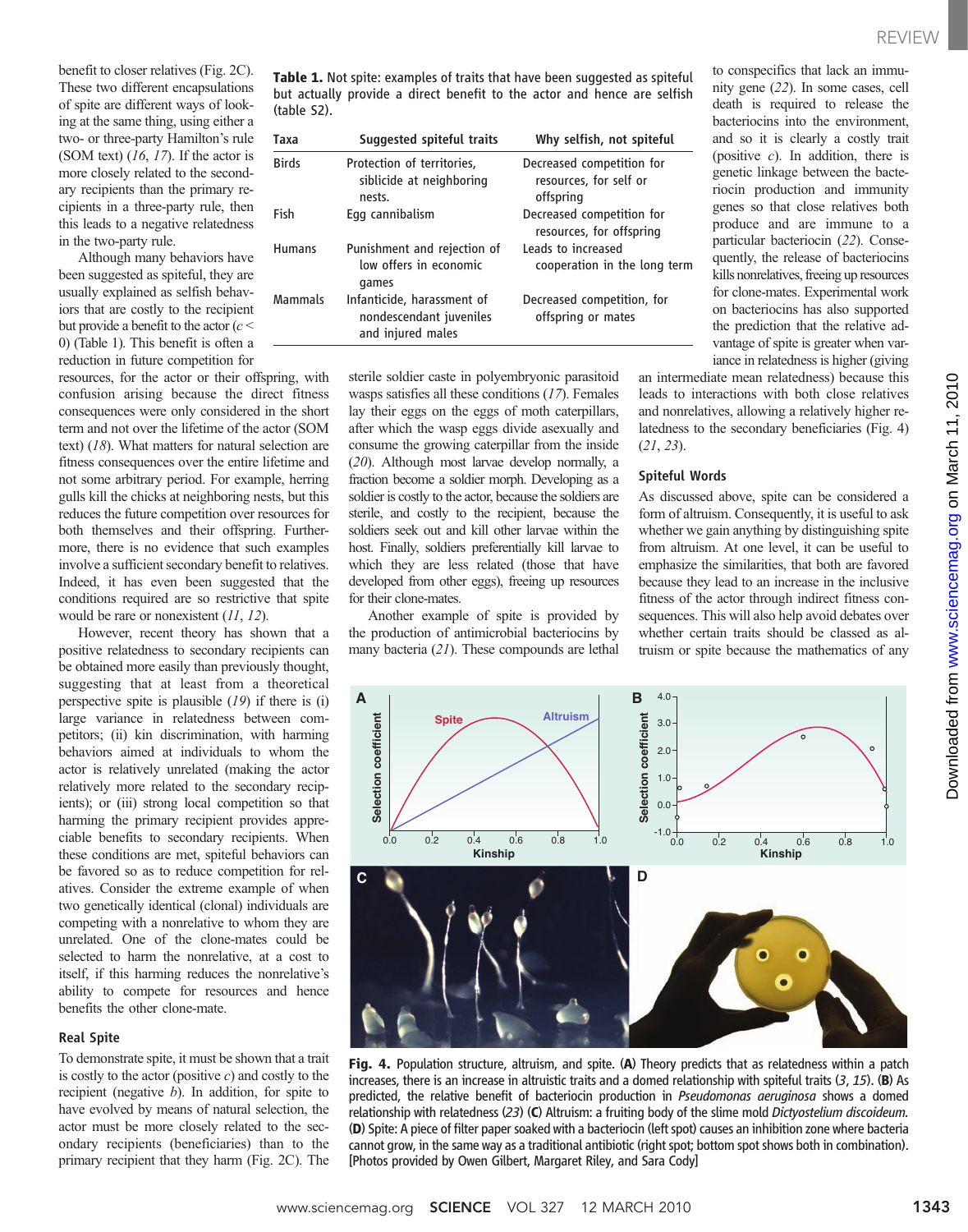benefit to closer relatives (Fig. 2C). These two different encapsulations of spite are different ways of looking at the same thing, using either a two- or three-party Hamilton's rule (SOM text) (*16*, *17*). If the actor is more closely related to the secondary recipients than the primary recipients in a three-party rule, then this leads to a negative relatedness in the two-party rule.

Although many behaviors have been suggested as spiteful, they are usually explained as selfish behaviors that are costly to the recipient but provide a benefit to the actor ($c < 0$) (Table 1). This benefit is often a reduction in future competition for resources, for the actor or their offspring, with confusion arising because the direct fitness consequences were only considered in the short term and not over the lifetime of the actor (SOM text) (*18*). What matters for natural selection are fitness consequences over the entire lifetime and not some arbitrary period. For example, herring gulls kill the chicks at neighboring nests, but this reduces the future competition over resources for both themselves and their offspring. Furthermore, there is no evidence that such examples involve a sufficient secondary benefit to relatives. Indeed, it has even been suggested that the conditions required are so restrictive that spite would be rare or nonexistent (*11*, *12*).

However, recent theory has shown that a positive relatedness to secondary recipients can be obtained more easily than previously thought, suggesting that at least from a theoretical perspective spite is plausible (*19*) if there is (i) large variance in relatedness between competitors; (ii) kin discrimination, with harming behaviors aimed at individuals to whom the actor is relatively unrelated (making the actor relatively more related to the secondary recipients); or (iii) strong local competition so that harming the primary recipient provides appreciable benefits to secondary recipients. When these conditions are met, spiteful behaviors can be favored so as to reduce competition for relatives. Consider the extreme example of when two genetically identical (clonal) individuals are competing with a nonrelative to whom they are unrelated. One of the clone-mates could be selected to harm the nonrelative, at a cost to itself, if this harming reduces the nonrelative's ability to compete for resources and hence benefits the other clone-mate.

**Table 1.** Not spite: examples of traits that have been suggested as spiteful but actually provide a direct benefit to the actor and hence are selfish (table S2).

| Taxa | Suggested spiteful traits | Why selfish, not spiteful |
|---|---|---|
| Birds | Protection of territories, siblicide at neighboring nests. | Decreased competition for resources, for self or offspring |
| Fish | Egg cannibalism | Decreased competition for resources, for offspring |
| Humans | Punishment and rejection of low offers in economic games | Leads to increased cooperation in the long term |
| Mammals | Infanticide, harassment of nondescendant juveniles and injured males | Decreased competition, for offspring or mates |

## Real Spite

To demonstrate spite, it must be shown that a trait is costly to the actor (positive *c*) and costly to the recipient (negative *b*). In addition, for spite to have evolved by means of natural selection, the actor must be more closely related to the secondary recipients (beneficiaries) than to the primary recipient that they harm (Fig. 2C). The sterile soldier caste in polyembryonic parasitoid wasps satisfies all these conditions (*17*). Females lay their eggs on the eggs of moth caterpillars, after which the wasp eggs divide asexually and consume the growing caterpillar from the inside (*20*). Although most larvae develop normally, a fraction become a soldier morph. Developing as a soldier is costly to the actor, because the soldiers are sterile, and costly to the recipient, because the soldiers seek out and kill other larvae within the host. Finally, soldiers preferentially kill larvae to which they are less related (those that have developed from other eggs), freeing up resources for their clone-mates.

Another example of spite is provided by the production of antimicrobial bacteriocins by many bacteria (*21*). These compounds are lethal to conspecifics that lack an immunity gene (*22*). In some cases, cell death is required to release the bacteriocins into the environment, and so it is clearly a costly trait (positive *c*). In addition, there is genetic linkage between the bacteriocin production and immunity genes so that close relatives both produce and are immune to a particular bacteriocin (*22*). Consequently, the release of bacteriocins kills nonrelatives, freeing up resources for clone-mates. Experimental work on bacteriocins has also supported the prediction that the relative advantage of spite is greater when variance in relatedness is higher (giving an intermediate mean relatedness) because this leads to interactions with both close relatives and nonrelatives, allowing a relatively higher relatedness to the secondary beneficiaries (Fig. 4) (*21*, *23*).

## Spiteful Words

As discussed above, spite can be considered a form of altruism. Consequently, it is useful to ask whether we gain anything by distinguishing spite from altruism. At one level, it can be useful to emphasize the similarities, that both are favored because they lead to an increase in the inclusive fitness of the actor through indirect fitness consequences. This will also help avoid debates over whether certain traits should be classed as altruism or spite because the mathematics of any

**Fig. 4.** Population structure, altruism, and spite. (**A**) Theory predicts that as relatedness within a patch increases, there is an increase in altruistic traits and a domed relationship with spiteful traits (*3*, *15*). (**B**) As predicted, the relative benefit of bacteriocin production in *Pseudomonas aeruginosa* shows a domed relationship with relatedness (*23*) (**C**) Altruism: a fruiting body of the slime mold *Dictyostelium discoideum*. (**D**) Spite: A piece of filter paper soaked with a bacteriocin (left spot) causes an inhibition zone where bacteria cannot grow, in the same way as a traditional antibiotic (right spot; bottom spot shows both in combination). [Photos provided by Owen Gilbert, Margaret Riley, and Sara Cody]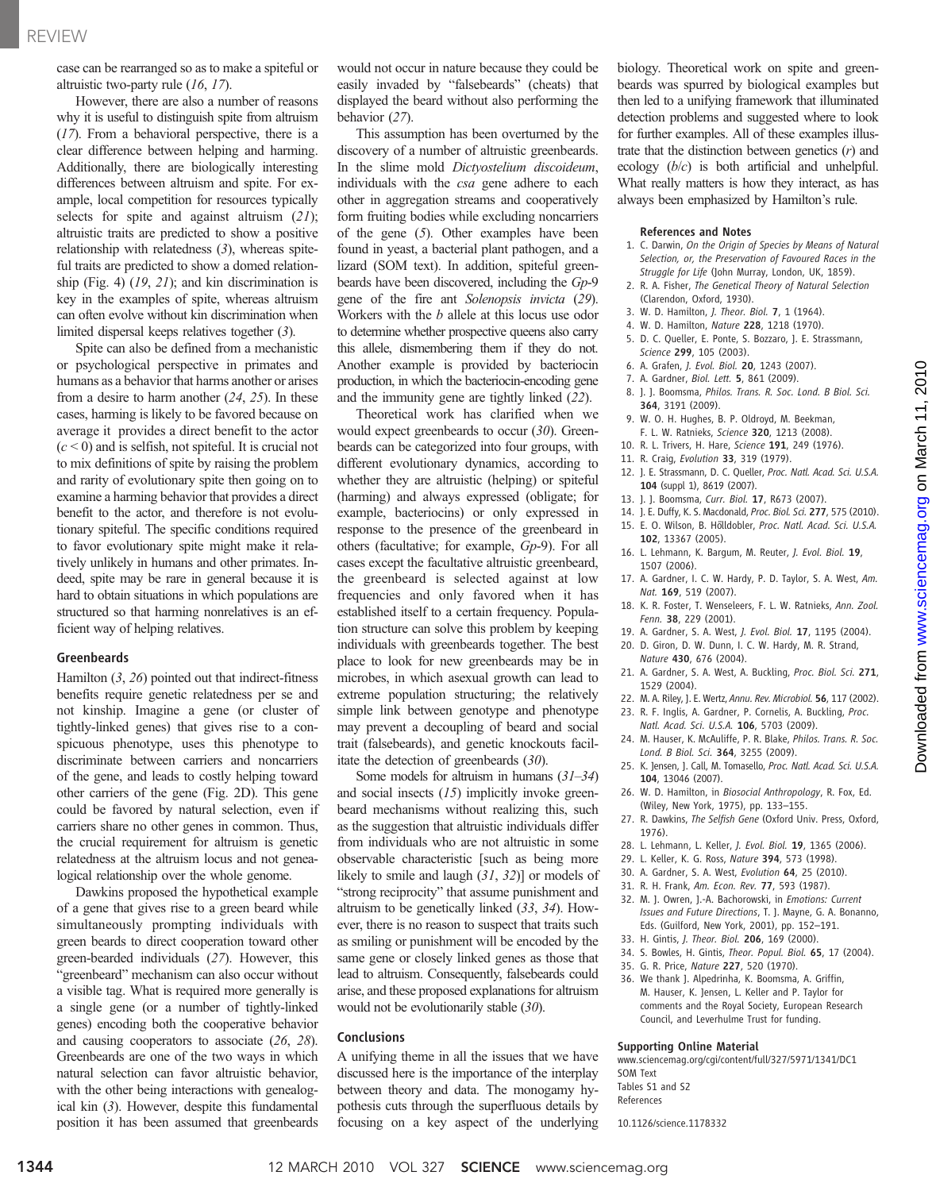case can be rearranged so as to make a spiteful or altruistic two-party rule (16, 17).

However, there are also a number of reasons why it is useful to distinguish spite from altruism (17). From a behavioral perspective, there is a clear difference between helping and harming. Additionally, there are biologically interesting differences between altruism and spite. For example, local competition for resources typically selects for spite and against altruism (21); altruistic traits are predicted to show a positive relationship with relatedness (3), whereas spiteful traits are predicted to show a domed relationship (Fig. 4) (19, 21); and kin discrimination is key in the examples of spite, whereas altruism can often evolve without kin discrimination when limited dispersal keeps relatives together (3).

Spite can also be defined from a mechanistic or psychological perspective in primates and humans as a behavior that harms another or arises from a desire to harm another (24, 25). In these cases, harming is likely to be favored because on average it provides a direct benefit to the actor ($c < 0$) and is selfish, not spiteful. It is crucial not to mix definitions of spite by raising the problem and rarity of evolutionary spite then going on to examine a harming behavior that provides a direct benefit to the actor, and therefore is not evolutionary spiteful. The specific conditions required to favor evolutionary spite might make it relatively unlikely in humans and other primates. Indeed, spite may be rare in general because it is hard to obtain situations in which populations are structured so that harming nonrelatives is an efficient way of helping relatives.

### Greenbeards

Hamilton (3, 26) pointed out that indirect-fitness benefits require genetic relatedness per se and not kinship. Imagine a gene (or cluster of tightly-linked genes) that gives rise to a conspicuous phenotype, uses this phenotype to discriminate between carriers and noncarriers of the gene, and leads to costly helping toward other carriers of the gene (Fig. 2D). This gene could be favored by natural selection, even if carriers share no other genes in common. Thus, the crucial requirement for altruism is genetic relatedness at the altruism locus and not genealogical relationship over the whole genome.

Dawkins proposed the hypothetical example of a gene that gives rise to a green beard while simultaneously prompting individuals with green beards to direct cooperation toward other green-bearded individuals (27). However, this "greenbeard" mechanism can also occur without a visible tag. What is required more generally is a single gene (or a number of tightly-linked genes) encoding both the cooperative behavior and causing cooperators to associate (26, 28). Greenbeards are one of the two ways in which natural selection can favor altruistic behavior, with the other being interactions with genealogical kin (3). However, despite this fundamental position it has been assumed that greenbeards would not occur in nature because they could be easily invaded by "falsebeards" (cheats) that displayed the beard without also performing the behavior (27).

This assumption has been overturned by the discovery of a number of altruistic greenbeards. In the slime mold *Dictyostelium discoideum*, individuals with the *csa* gene adhere to each other in aggregation streams and cooperatively form fruiting bodies while excluding noncarriers of the gene (5). Other examples have been found in yeast, a bacterial plant pathogen, and a lizard (SOM text). In addition, spiteful greenbeards have been discovered, including the *Gp*-9 gene of the fire ant *Solenopsis invicta* (29). Workers with the *b* allele at this locus use odor to determine whether prospective queens also carry this allele, dismembering them if they do not. Another example is provided by bacteriocin production, in which the bacteriocin-encoding gene and the immunity gene are tightly linked (22).

Theoretical work has clarified when we would expect greenbeards to occur (30). Greenbeards can be categorized into four groups, with different evolutionary dynamics, according to whether they are altruistic (helping) or spiteful (harming) and always expressed (obligate; for example, bacteriocins) or only expressed in response to the presence of the greenbeard in others (facultative; for example, *Gp*-9). For all cases except the facultative altruistic greenbeard, the greenbeard is selected against at low frequencies and only favored when it has established itself to a certain frequency. Population structure can solve this problem by keeping individuals with greenbeards together. The best place to look for new greenbeards may be in microbes, in which asexual growth can lead to extreme population structuring; the relatively simple link between genotype and phenotype may prevent a decoupling of beard and social trait (falsebeards), and genetic knockouts facilitate the detection of greenbeards (30).

Some models for altruism in humans (31–34) and social insects (15) implicitly invoke greenbeard mechanisms without realizing this, such as the suggestion that altruistic individuals differ from individuals who are not altruistic in some observable characteristic [such as being more likely to smile and laugh (31, 32)] or models of "strong reciprocity" that assume punishment and altruism to be genetically linked (33, 34). However, there is no reason to suspect that traits such as smiling or punishment will be encoded by the same gene or closely linked genes as those that lead to altruism. Consequently, falsebeards could arise, and these proposed explanations for altruism would not be evolutionarily stable (30).

### Conclusions

A unifying theme in all the issues that we have discussed here is the importance of the interplay between theory and data. The monogamy hypothesis cuts through the superfluous details by focusing on a key aspect of the underlying biology. Theoretical work on spite and greenbeards was spurred by biological examples but then led to a unifying framework that illuminated detection problems and suggested where to look for further examples. All of these examples illustrate that the distinction between genetics ($r$) and ecology ($b/c$) is both artificial and unhelpful. What really matters is how they interact, as has always been emphasized by Hamilton's rule.

### References and Notes

1. C. Darwin, *On the Origin of Species by Means of Natural Selection, or, the Preservation of Favoured Races in the Struggle for Life* (John Murray, London, UK, 1859).
2. R. A. Fisher, *The Genetical Theory of Natural Selection* (Clarendon, Oxford, 1930).
3. W. D. Hamilton, *J. Theor. Biol.* **7**, 1 (1964).
4. W. D. Hamilton, *Nature* **228**, 1218 (1970).
5. D. C. Queller, E. Ponte, S. Bozzaro, J. E. Strassmann, *Science* **299**, 105 (2003).
6. A. Grafen, *J. Evol. Biol.* **20**, 1243 (2007).
7. A. Gardner, *Biol. Lett.* **5**, 861 (2009).
8. J. J. Boomsma, *Philos. Trans. R. Soc. Lond. B Biol. Sci.* **364**, 3191 (2009).
9. W. O. H. Hughes, B. P. Oldroyd, M. Beekman, F. L. W. Ratnieks, *Science* **320**, 1213 (2008).
10. R. L. Trivers, H. Hare, *Science* **191**, 249 (1976).
11. R. Craig, *Evolution* **33**, 319 (1979).
12. J. E. Strassmann, D. C. Queller, *Proc. Natl. Acad. Sci. U.S.A.* **104** (suppl 1), 8619 (2007).
13. J. J. Boomsma, *Curr. Biol.* **17**, R673 (2007).
14. J. E. Duffy, K. S. Macdonald, *Proc. Biol. Sci.* **277**, 575 (2010).
15. E. O. Wilson, B. Hölldobler, *Proc. Natl. Acad. Sci. U.S.A.* **102**, 13367 (2005).
16. L. Lehmann, K. Bargum, M. Reuter, *J. Evol. Biol.* **19**, 1507 (2006).
17. A. Gardner, I. C. W. Hardy, P. D. Taylor, S. A. West, *Am. Nat.* **169**, 519 (2007).
18. K. R. Foster, T. Wenseleers, F. L. W. Ratnieks, *Ann. Zool. Fenn.* **38**, 229 (2001).
19. A. Gardner, S. A. West, *J. Evol. Biol.* **17**, 1195 (2004).
20. D. Giron, D. W. Dunn, I. C. W. Hardy, M. R. Strand, *Nature* **430**, 676 (2004).
21. A. Gardner, S. A. West, A. Buckling, *Proc. Biol. Sci.* **271**, 1529 (2004).
22. M. A. Riley, J. E. Wertz, *Annu. Rev. Microbiol.* **56**, 117 (2002).
23. R. F. Inglis, A. Gardner, P. Cornelis, A. Buckling, *Proc. Natl. Acad. Sci. U.S.A.* **106**, 5703 (2009).
24. M. Hauser, K. McAuliffe, P. R. Blake, *Philos. Trans. R. Soc. Lond. B Biol. Sci.* **364**, 3255 (2009).
25. K. Jensen, J. Call, M. Tomasello, *Proc. Natl. Acad. Sci. U.S.A.* **104**, 13046 (2007).
26. W. D. Hamilton, in *Biosocial Anthropology*, R. Fox, Ed. (Wiley, New York, 1975), pp. 133–155.
27. R. Dawkins, *The Selfish Gene* (Oxford Univ. Press, Oxford, 1976).
28. L. Lehmann, L. Keller, *J. Evol. Biol.* **19**, 1365 (2006).
29. L. Keller, K. G. Ross, *Nature* **394**, 573 (1998).
30. A. Gardner, S. A. West, *Evolution* **64**, 25 (2010).
31. R. H. Frank, *Am. Econ. Rev.* **77**, 593 (1987).
32. M. J. Owren, J.-A. Bachorowski, in *Emotions: Current Issues and Future Directions*, T. J. Mayne, G. A. Bonanno, Eds. (Guilford, New York, 2001), pp. 152–191.
33. H. Gintis, *J. Theor. Biol.* **206**, 169 (2000).
34. S. Bowles, H. Gintis, *Theor. Popul. Biol.* **65**, 17 (2004).
35. G. R. Price, *Nature* **227**, 520 (1970).
36. We thank J. Alpedrinha, K. Boomsma, A. Griffin, M. Hauser, K. Jensen, L. Keller and P. Taylor for comments and the Royal Society, European Research Council, and Leverhulme Trust for funding.

**Supporting Online Material**
www.sciencemag.org/cgi/content/full/327/5971/1341/DC1
SOM Text
Tables S1 and S2
References

10.1126/science.1178332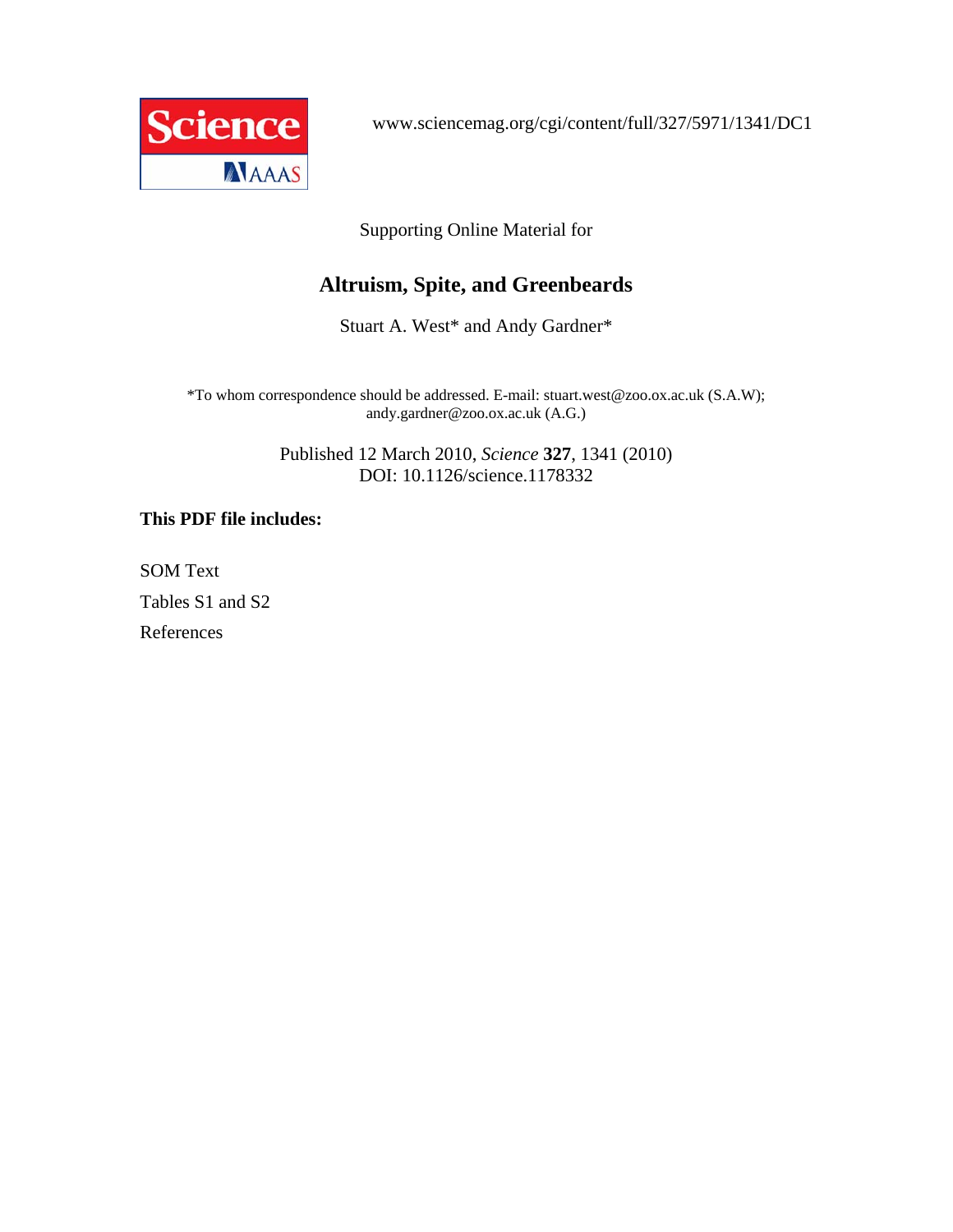www.sciencemag.org/cgi/content/full/327/5971/1341/DC1

Supporting Online Material for

# Altruism, Spite, and Greenbeards

Stuart A. West* and Andy Gardner*

*To whom correspondence should be addressed. E-mail: stuart.west@zoo.ox.ac.uk (S.A.W); andy.gardner@zoo.ox.ac.uk (A.G.)

Published 12 March 2010, *Science* **327**, 1341 (2010)
DOI: 10.1126/science.1178332

**This PDF file includes:**

SOM Text

Tables S1 and S2

References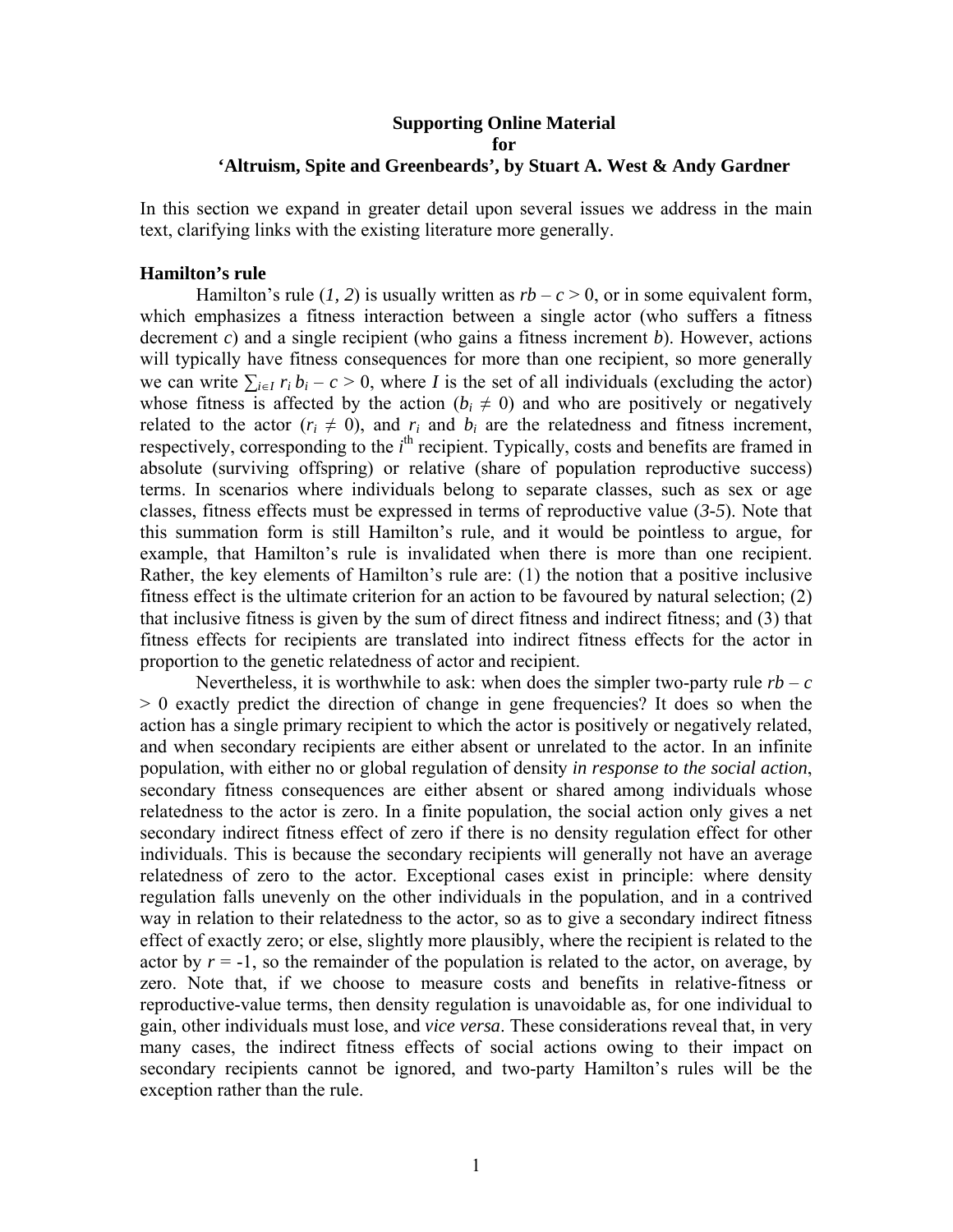**Supporting Online Material**
**for**
**'Altruism, Spite and Greenbeards', by Stuart A. West & Andy Gardner**

In this section we expand in greater detail upon several issues we address in the main text, clarifying links with the existing literature more generally.

### Hamilton's rule

Hamilton's rule (*1, 2*) is usually written as $rb - c > 0$, or in some equivalent form, which emphasizes a fitness interaction between a single actor (who suffers a fitness decrement $c$) and a single recipient (who gains a fitness increment $b$). However, actions will typically have fitness consequences for more than one recipient, so more generally we can write $\sum_{i \in I} r_i b_i - c > 0$, where $I$ is the set of all individuals (excluding the actor) whose fitness is affected by the action ($b_i \neq 0$) and who are positively or negatively related to the actor ($r_i \neq 0$), and $r_i$ and $b_i$ are the relatedness and fitness increment, respectively, corresponding to the $i^{\text{th}}$ recipient. Typically, costs and benefits are framed in absolute (surviving offspring) or relative (share of population reproductive success) terms. In scenarios where individuals belong to separate classes, such as sex or age classes, fitness effects must be expressed in terms of reproductive value (*3-5*). Note that this summation form is still Hamilton's rule, and it would be pointless to argue, for example, that Hamilton's rule is invalidated when there is more than one recipient. Rather, the key elements of Hamilton's rule are: (1) the notion that a positive inclusive fitness effect is the ultimate criterion for an action to be favoured by natural selection; (2) that inclusive fitness is given by the sum of direct fitness and indirect fitness; and (3) that fitness effects for recipients are translated into indirect fitness effects for the actor in proportion to the genetic relatedness of actor and recipient.

Nevertheless, it is worthwhile to ask: when does the simpler two-party rule $rb - c > 0$ exactly predict the direction of change in gene frequencies? It does so when the action has a single primary recipient to which the actor is positively or negatively related, and when secondary recipients are either absent or unrelated to the actor. In an infinite population, with either no or global regulation of density *in response to the social action*, secondary fitness consequences are either absent or shared among individuals whose relatedness to the actor is zero. In a finite population, the social action only gives a net secondary indirect fitness effect of zero if there is no density regulation effect for other individuals. This is because the secondary recipients will generally not have an average relatedness of zero to the actor. Exceptional cases exist in principle: where density regulation falls unevenly on the other individuals in the population, and in a contrived way in relation to their relatedness to the actor, so as to give a secondary indirect fitness effect of exactly zero; or else, slightly more plausibly, where the recipient is related to the actor by $r = -1$, so the remainder of the population is related to the actor, on average, by zero. Note that, if we choose to measure costs and benefits in relative-fitness or reproductive-value terms, then density regulation is unavoidable as, for one individual to gain, other individuals must lose, and *vice versa*. These considerations reveal that, in very many cases, the indirect fitness effects of social actions owing to their impact on secondary recipients cannot be ignored, and two-party Hamilton's rules will be the exception rather than the rule.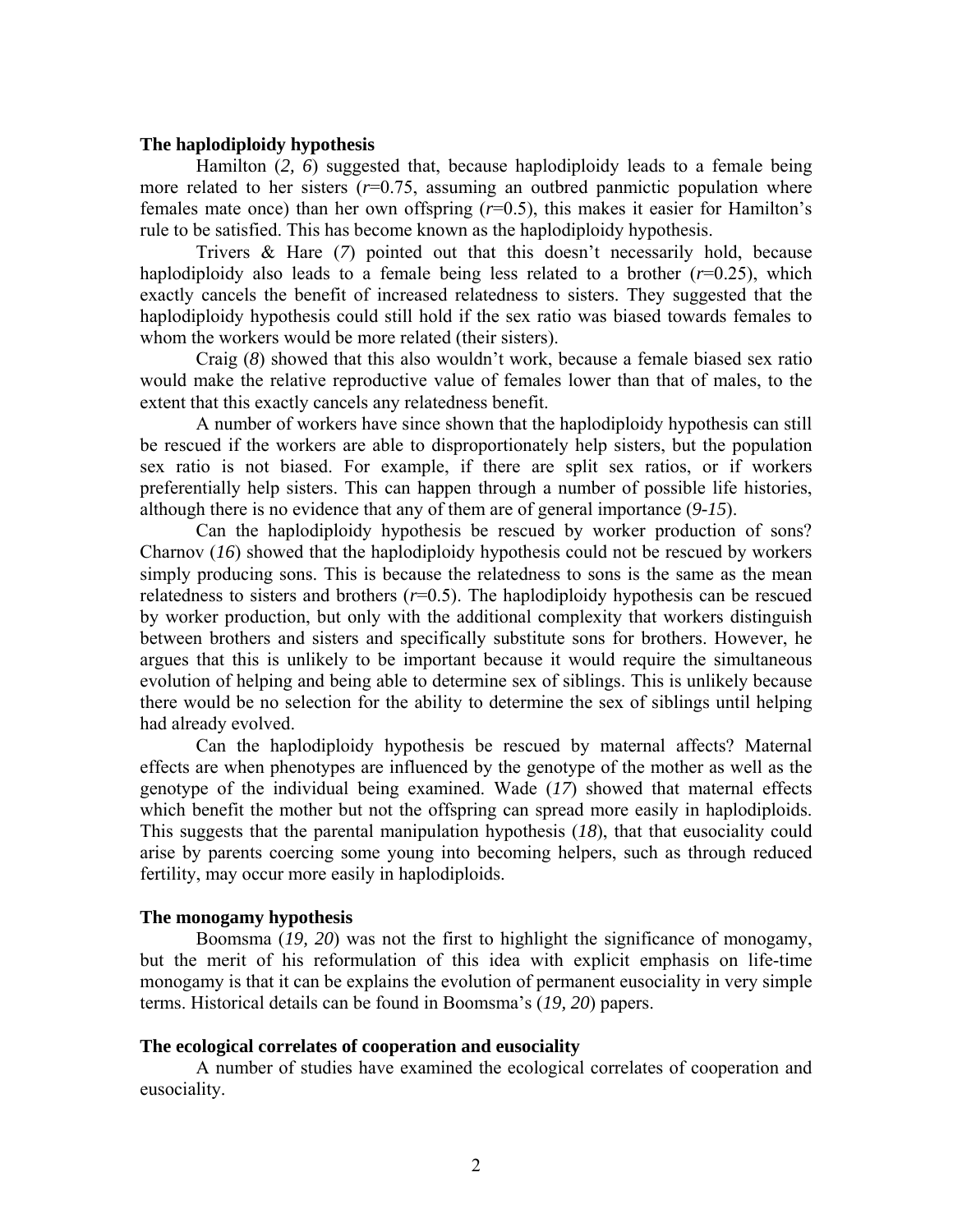### The haplodiploidy hypothesis

Hamilton (*2, 6*) suggested that, because haplodiploidy leads to a female being more related to her sisters (*r*=0.75, assuming an outbred panmictic population where females mate once) than her own offspring (*r*=0.5), this makes it easier for Hamilton's rule to be satisfied. This has become known as the haplodiploidy hypothesis.

Trivers & Hare (*7*) pointed out that this doesn't necessarily hold, because haplodiploidy also leads to a female being less related to a brother (*r*=0.25), which exactly cancels the benefit of increased relatedness to sisters. They suggested that the haplodiploidy hypothesis could still hold if the sex ratio was biased towards females to whom the workers would be more related (their sisters).

Craig (*8*) showed that this also wouldn't work, because a female biased sex ratio would make the relative reproductive value of females lower than that of males, to the extent that this exactly cancels any relatedness benefit.

A number of workers have since shown that the haplodiploidy hypothesis can still be rescued if the workers are able to disproportionately help sisters, but the population sex ratio is not biased. For example, if there are split sex ratios, or if workers preferentially help sisters. This can happen through a number of possible life histories, although there is no evidence that any of them are of general importance (*9-15*).

Can the haplodiploidy hypothesis be rescued by worker production of sons? Charnov (*16*) showed that the haplodiploidy hypothesis could not be rescued by workers simply producing sons. This is because the relatedness to sons is the same as the mean relatedness to sisters and brothers (*r*=0.5). The haplodiploidy hypothesis can be rescued by worker production, but only with the additional complexity that workers distinguish between brothers and sisters and specifically substitute sons for brothers. However, he argues that this is unlikely to be important because it would require the simultaneous evolution of helping and being able to determine sex of siblings. This is unlikely because there would be no selection for the ability to determine the sex of siblings until helping had already evolved.

Can the haplodiploidy hypothesis be rescued by maternal affects? Maternal effects are when phenotypes are influenced by the genotype of the mother as well as the genotype of the individual being examined. Wade (*17*) showed that maternal effects which benefit the mother but not the offspring can spread more easily in haplodiploids. This suggests that the parental manipulation hypothesis (*18*), that that eusociality could arise by parents coercing some young into becoming helpers, such as through reduced fertility, may occur more easily in haplodiploids.

### The monogamy hypothesis

Boomsma (*19, 20*) was not the first to highlight the significance of monogamy, but the merit of his reformulation of this idea with explicit emphasis on life-time monogamy is that it can be explains the evolution of permanent eusociality in very simple terms. Historical details can be found in Boomsma's (*19, 20*) papers.

### The ecological correlates of cooperation and eusociality

A number of studies have examined the ecological correlates of cooperation and eusociality.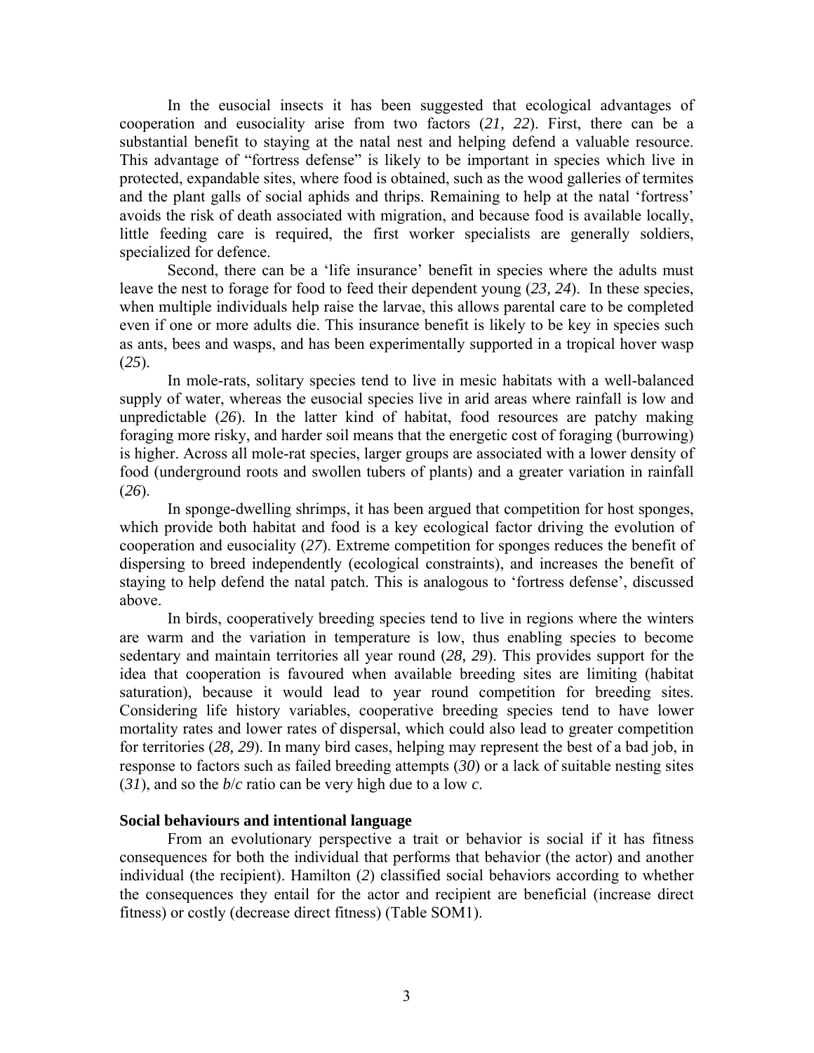In the eusocial insects it has been suggested that ecological advantages of cooperation and eusociality arise from two factors (*21, 22*). First, there can be a substantial benefit to staying at the natal nest and helping defend a valuable resource. This advantage of "fortress defense" is likely to be important in species which live in protected, expandable sites, where food is obtained, such as the wood galleries of termites and the plant galls of social aphids and thrips. Remaining to help at the natal 'fortress' avoids the risk of death associated with migration, and because food is available locally, little feeding care is required, the first worker specialists are generally soldiers, specialized for defence.

Second, there can be a 'life insurance' benefit in species where the adults must leave the nest to forage for food to feed their dependent young (*23, 24*). In these species, when multiple individuals help raise the larvae, this allows parental care to be completed even if one or more adults die. This insurance benefit is likely to be key in species such as ants, bees and wasps, and has been experimentally supported in a tropical hover wasp (*25*).

In mole-rats, solitary species tend to live in mesic habitats with a well-balanced supply of water, whereas the eusocial species live in arid areas where rainfall is low and unpredictable (*26*). In the latter kind of habitat, food resources are patchy making foraging more risky, and harder soil means that the energetic cost of foraging (burrowing) is higher. Across all mole-rat species, larger groups are associated with a lower density of food (underground roots and swollen tubers of plants) and a greater variation in rainfall (*26*).

In sponge-dwelling shrimps, it has been argued that competition for host sponges, which provide both habitat and food is a key ecological factor driving the evolution of cooperation and eusociality (*27*). Extreme competition for sponges reduces the benefit of dispersing to breed independently (ecological constraints), and increases the benefit of staying to help defend the natal patch. This is analogous to 'fortress defense', discussed above.

In birds, cooperatively breeding species tend to live in regions where the winters are warm and the variation in temperature is low, thus enabling species to become sedentary and maintain territories all year round (*28, 29*). This provides support for the idea that cooperation is favoured when available breeding sites are limiting (habitat saturation), because it would lead to year round competition for breeding sites. Considering life history variables, cooperative breeding species tend to have lower mortality rates and lower rates of dispersal, which could also lead to greater competition for territories (*28, 29*). In many bird cases, helping may represent the best of a bad job, in response to factors such as failed breeding attempts (*30*) or a lack of suitable nesting sites (*31*), and so the $b/c$ ratio can be very high due to a low $c$.

**Social behaviours and intentional language**

From an evolutionary perspective a trait or behavior is social if it has fitness consequences for both the individual that performs that behavior (the actor) and another individual (the recipient). Hamilton (*2*) classified social behaviors according to whether the consequences they entail for the actor and recipient are beneficial (increase direct fitness) or costly (decrease direct fitness) (Table SOM1).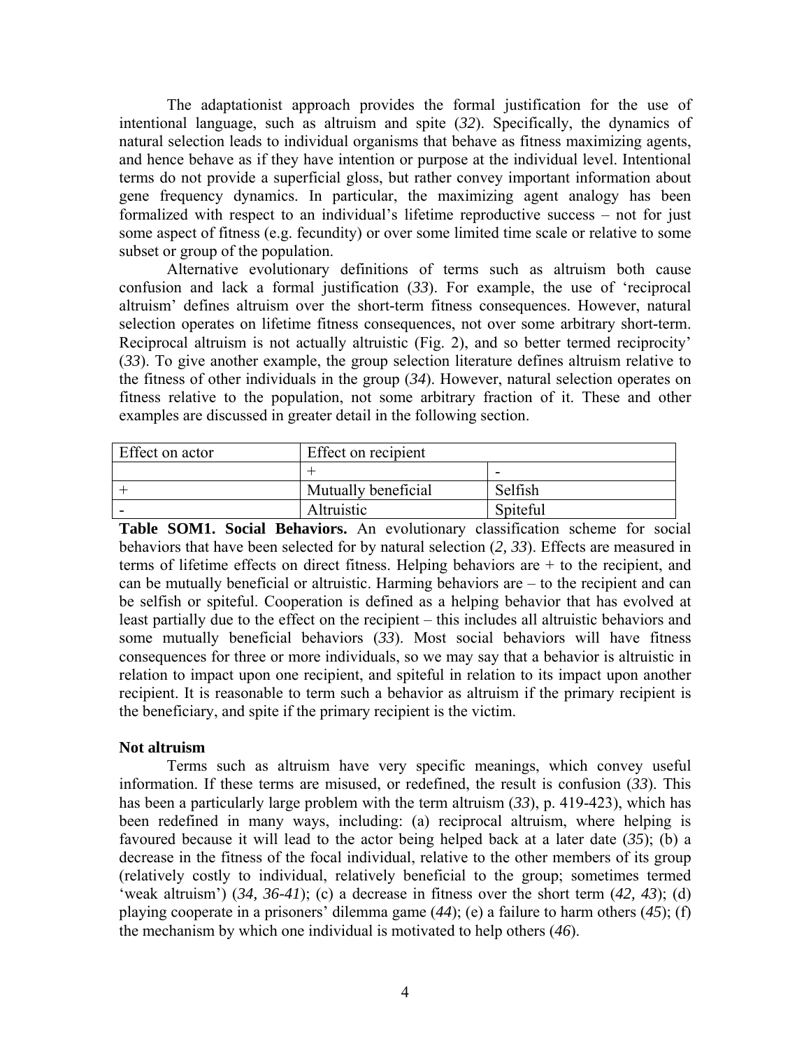The adaptationist approach provides the formal justification for the use of intentional language, such as altruism and spite (*32*). Specifically, the dynamics of natural selection leads to individual organisms that behave as fitness maximizing agents, and hence behave as if they have intention or purpose at the individual level. Intentional terms do not provide a superficial gloss, but rather convey important information about gene frequency dynamics. In particular, the maximizing agent analogy has been formalized with respect to an individual's lifetime reproductive success – not for just some aspect of fitness (e.g. fecundity) or over some limited time scale or relative to some subset or group of the population.

Alternative evolutionary definitions of terms such as altruism both cause confusion and lack a formal justification (*33*). For example, the use of 'reciprocal altruism' defines altruism over the short-term fitness consequences. However, natural selection operates on lifetime fitness consequences, not over some arbitrary short-term. Reciprocal altruism is not actually altruistic (Fig. 2), and so better termed reciprocity' (*33*). To give another example, the group selection literature defines altruism relative to the fitness of other individuals in the group (*34*). However, natural selection operates on fitness relative to the population, not some arbitrary fraction of it. These and other examples are discussed in greater detail in the following section.

| Effect on actor | Effect on recipient | |
|---|---|---|
| | + | - |
| + | Mutually beneficial | Selfish |
| - | Altruistic | Spiteful |

**Table SOM1. Social Behaviors.** An evolutionary classification scheme for social behaviors that have been selected for by natural selection (*2, 33*). Effects are measured in terms of lifetime effects on direct fitness. Helping behaviors are + to the recipient, and can be mutually beneficial or altruistic. Harming behaviors are – to the recipient and can be selfish or spiteful. Cooperation is defined as a helping behavior that has evolved at least partially due to the effect on the recipient – this includes all altruistic behaviors and some mutually beneficial behaviors (*33*). Most social behaviors will have fitness consequences for three or more individuals, so we may say that a behavior is altruistic in relation to impact upon one recipient, and spiteful in relation to its impact upon another recipient. It is reasonable to term such a behavior as altruism if the primary recipient is the beneficiary, and spite if the primary recipient is the victim.

**Not altruism**

Terms such as altruism have very specific meanings, which convey useful information. If these terms are misused, or redefined, the result is confusion (*33*). This has been a particularly large problem with the term altruism (*33*), p. 419-423), which has been redefined in many ways, including: (a) reciprocal altruism, where helping is favoured because it will lead to the actor being helped back at a later date (*35*); (b) a decrease in the fitness of the focal individual, relative to the other members of its group (relatively costly to individual, relatively beneficial to the group; sometimes termed 'weak altruism') (*34, 36-41*); (c) a decrease in fitness over the short term (*42, 43*); (d) playing cooperate in a prisoners' dilemma game (*44*); (e) a failure to harm others (*45*); (f) the mechanism by which one individual is motivated to help others (*46*).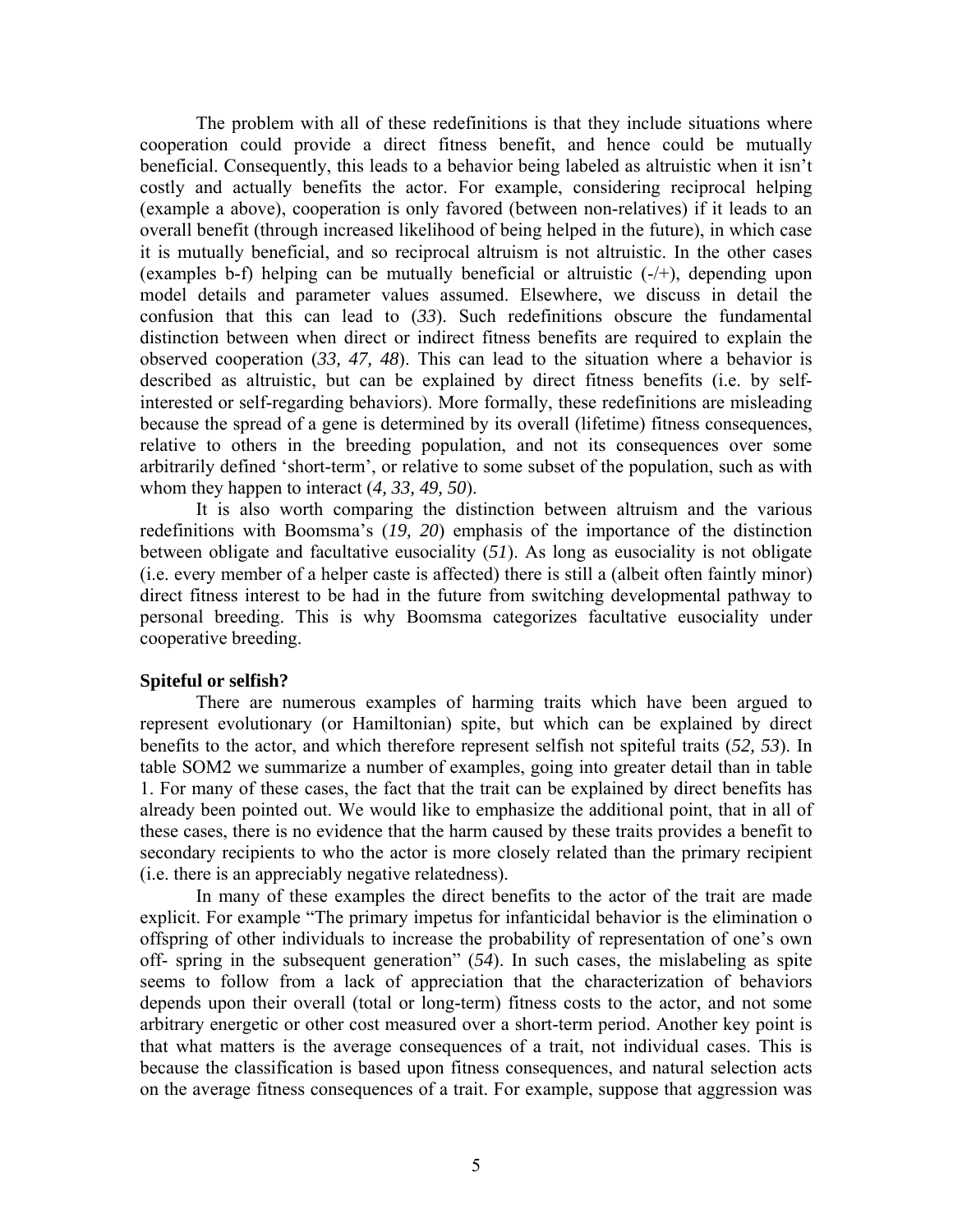The problem with all of these redefinitions is that they include situations where cooperation could provide a direct fitness benefit, and hence could be mutually beneficial. Consequently, this leads to a behavior being labeled as altruistic when it isn't costly and actually benefits the actor. For example, considering reciprocal helping (example a above), cooperation is only favored (between non-relatives) if it leads to an overall benefit (through increased likelihood of being helped in the future), in which case it is mutually beneficial, and so reciprocal altruism is not altruistic. In the other cases (examples b-f) helping can be mutually beneficial or altruistic (-/+), depending upon model details and parameter values assumed. Elsewhere, we discuss in detail the confusion that this can lead to (*33*). Such redefinitions obscure the fundamental distinction between when direct or indirect fitness benefits are required to explain the observed cooperation (*33, 47, 48*). This can lead to the situation where a behavior is described as altruistic, but can be explained by direct fitness benefits (i.e. by self-interested or self-regarding behaviors). More formally, these redefinitions are misleading because the spread of a gene is determined by its overall (lifetime) fitness consequences, relative to others in the breeding population, and not its consequences over some arbitrarily defined 'short-term', or relative to some subset of the population, such as with whom they happen to interact (*4, 33, 49, 50*).

It is also worth comparing the distinction between altruism and the various redefinitions with Boomsma's (*19, 20*) emphasis of the importance of the distinction between obligate and facultative eusociality (*51*). As long as eusociality is not obligate (i.e. every member of a helper caste is affected) there is still a (albeit often faintly minor) direct fitness interest to be had in the future from switching developmental pathway to personal breeding. This is why Boomsma categorizes facultative eusociality under cooperative breeding.

**Spiteful or selfish?**

There are numerous examples of harming traits which have been argued to represent evolutionary (or Hamiltonian) spite, but which can be explained by direct benefits to the actor, and which therefore represent selfish not spiteful traits (*52, 53*). In table SOM2 we summarize a number of examples, going into greater detail than in table 1. For many of these cases, the fact that the trait can be explained by direct benefits has already been pointed out. We would like to emphasize the additional point, that in all of these cases, there is no evidence that the harm caused by these traits provides a benefit to secondary recipients to who the actor is more closely related than the primary recipient (i.e. there is an appreciably negative relatedness).

In many of these examples the direct benefits to the actor of the trait are made explicit. For example "The primary impetus for infanticidal behavior is the elimination o offspring of other individuals to increase the probability of representation of one's own off- spring in the subsequent generation" (*54*). In such cases, the mislabeling as spite seems to follow from a lack of appreciation that the characterization of behaviors depends upon their overall (total or long-term) fitness costs to the actor, and not some arbitrary energetic or other cost measured over a short-term period. Another key point is that what matters is the average consequences of a trait, not individual cases. This is because the classification is based upon fitness consequences, and natural selection acts on the average fitness consequences of a trait. For example, suppose that aggression was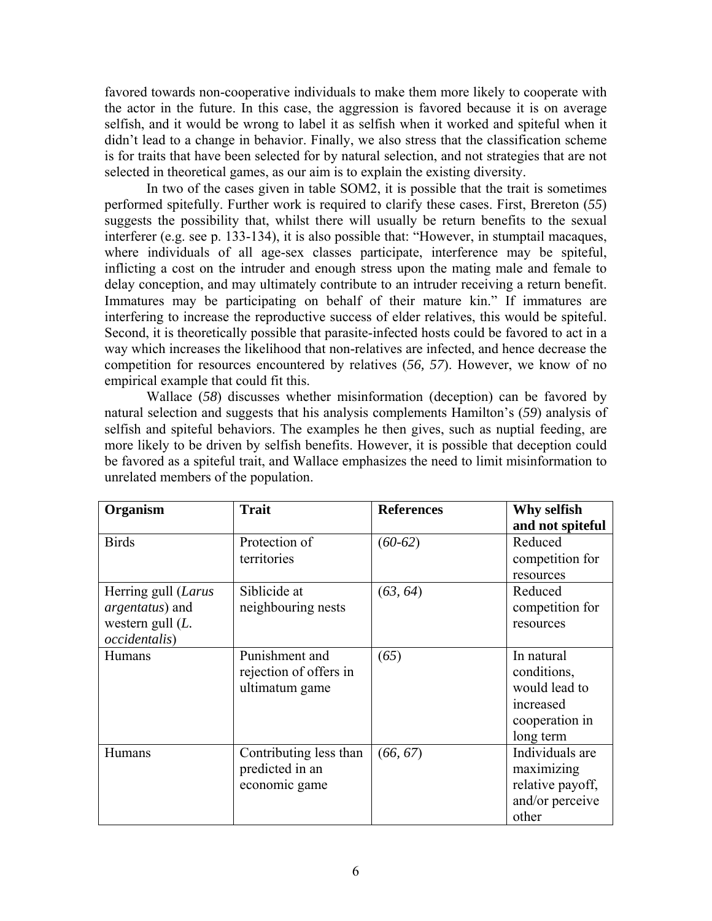favored towards non-cooperative individuals to make them more likely to cooperate with the actor in the future. In this case, the aggression is favored because it is on average selfish, and it would be wrong to label it as selfish when it worked and spiteful when it didn't lead to a change in behavior. Finally, we also stress that the classification scheme is for traits that have been selected for by natural selection, and not strategies that are not selected in theoretical games, as our aim is to explain the existing diversity.

In two of the cases given in table SOM2, it is possible that the trait is sometimes performed spitefully. Further work is required to clarify these cases. First, Brereton (*55*) suggests the possibility that, whilst there will usually be return benefits to the sexual interferer (e.g. see p. 133-134), it is also possible that: "However, in stumptail macaques, where individuals of all age-sex classes participate, interference may be spiteful, inflicting a cost on the intruder and enough stress upon the mating male and female to delay conception, and may ultimately contribute to an intruder receiving a return benefit. Immatures may be participating on behalf of their mature kin." If immatures are interfering to increase the reproductive success of elder relatives, this would be spiteful. Second, it is theoretically possible that parasite-infected hosts could be favored to act in a way which increases the likelihood that non-relatives are infected, and hence decrease the competition for resources encountered by relatives (*56, 57*). However, we know of no empirical example that could fit this.

Wallace (*58*) discusses whether misinformation (deception) can be favored by natural selection and suggests that his analysis complements Hamilton's (*59*) analysis of selfish and spiteful behaviors. The examples he then gives, such as nuptial feeding, are more likely to be driven by selfish benefits. However, it is possible that deception could be favored as a spiteful trait, and Wallace emphasizes the need to limit misinformation to unrelated members of the population.

| **Organism** | **Trait** | **References** | **Why selfish and not spiteful** |
|---|---|---|---|
| Birds | Protection of territories | (*60-62*) | Reduced competition for resources |
| Herring gull (*Larus argentatus*) and western gull (*L. occidentalis*) | Siblicide at neighbouring nests | (*63, 64*) | Reduced competition for resources |
| Humans | Punishment and rejection of offers in ultimatum game | (*65*) | In natural conditions, would lead to increased cooperation in long term |
| Humans | Contributing less than predicted in an economic game | (*66, 67*) | Individuals are maximizing relative payoff, and/or perceive other |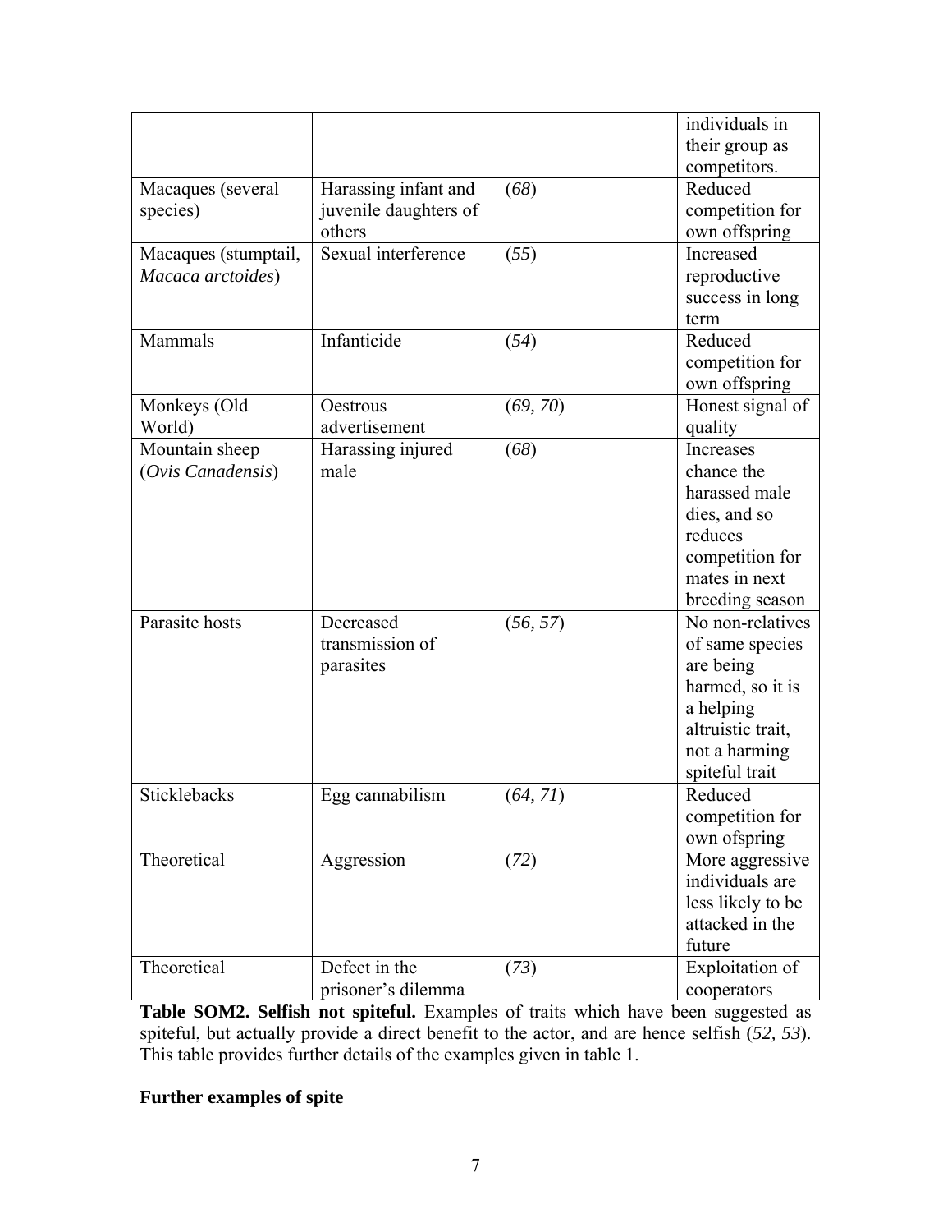| | | | individuals in their group as competitors. |
|---|---|---|---|
| Macaques (several species) | Harassing infant and juvenile daughters of others | (*68*) | Reduced competition for own offspring |
| Macaques (stumptail, *Macaca arctoides*) | Sexual interference | (*55*) | Increased reproductive success in long term |
| Mammals | Infanticide | (*54*) | Reduced competition for own offspring |
| Monkeys (Old World) | Oestrous advertisement | (*69, 70*) | Honest signal of quality |
| Mountain sheep (*Ovis Canadensis*) | Harassing injured male | (*68*) | Increases chance the harassed male dies, and so reduces competition for mates in next breeding season |
| Parasite hosts | Decreased transmission of parasites | (*56, 57*) | No non-relatives of same species are being harmed, so it is a helping altruistic trait, not a harming spiteful trait |
| Sticklebacks | Egg cannabilism | (*64, 71*) | Reduced competition for own ofspring |
| Theoretical | Aggression | (*72*) | More aggressive individuals are less likely to be attacked in the future |
| Theoretical | Defect in the prisoner's dilemma | (*73*) | Exploitation of cooperators |

**Table SOM2. Selfish not spiteful.** Examples of traits which have been suggested as spiteful, but actually provide a direct benefit to the actor, and are hence selfish (*52, 53*). This table provides further details of the examples given in table 1.

**Further examples of spite**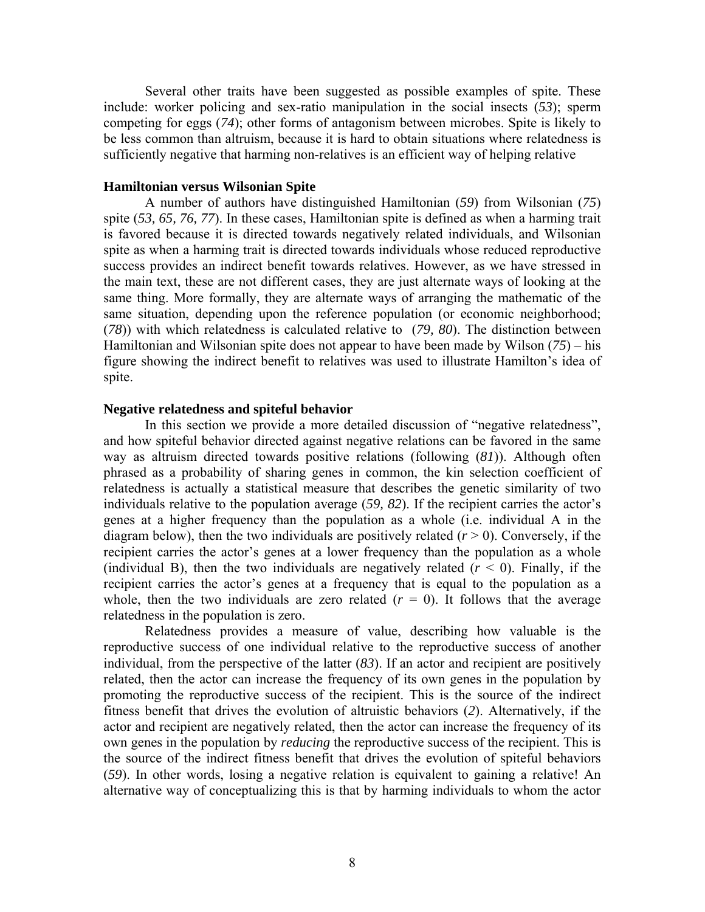Several other traits have been suggested as possible examples of spite. These include: worker policing and sex-ratio manipulation in the social insects (*53*); sperm competing for eggs (*74*); other forms of antagonism between microbes. Spite is likely to be less common than altruism, because it is hard to obtain situations where relatedness is sufficiently negative that harming non-relatives is an efficient way of helping relative

### Hamiltonian versus Wilsonian Spite

A number of authors have distinguished Hamiltonian (*59*) from Wilsonian (*75*) spite (*53, 65, 76, 77*). In these cases, Hamiltonian spite is defined as when a harming trait is favored because it is directed towards negatively related individuals, and Wilsonian spite as when a harming trait is directed towards individuals whose reduced reproductive success provides an indirect benefit towards relatives. However, as we have stressed in the main text, these are not different cases, they are just alternate ways of looking at the same thing. More formally, they are alternate ways of arranging the mathematic of the same situation, depending upon the reference population (or economic neighborhood; (*78*)) with which relatedness is calculated relative to (*79, 80*). The distinction between Hamiltonian and Wilsonian spite does not appear to have been made by Wilson (*75*) – his figure showing the indirect benefit to relatives was used to illustrate Hamilton's idea of spite.

### Negative relatedness and spiteful behavior

In this section we provide a more detailed discussion of "negative relatedness", and how spiteful behavior directed against negative relations can be favored in the same way as altruism directed towards positive relations (following (*81*)). Although often phrased as a probability of sharing genes in common, the kin selection coefficient of relatedness is actually a statistical measure that describes the genetic similarity of two individuals relative to the population average (*59, 82*). If the recipient carries the actor's genes at a higher frequency than the population as a whole (i.e. individual A in the diagram below), then the two individuals are positively related ($r > 0$). Conversely, if the recipient carries the actor's genes at a lower frequency than the population as a whole (individual B), then the two individuals are negatively related ($r < 0$). Finally, if the recipient carries the actor's genes at a frequency that is equal to the population as a whole, then the two individuals are zero related ($r = 0$). It follows that the average relatedness in the population is zero.

Relatedness provides a measure of value, describing how valuable is the reproductive success of one individual relative to the reproductive success of another individual, from the perspective of the latter (*83*). If an actor and recipient are positively related, then the actor can increase the frequency of its own genes in the population by promoting the reproductive success of the recipient. This is the source of the indirect fitness benefit that drives the evolution of altruistic behaviors (*2*). Alternatively, if the actor and recipient are negatively related, then the actor can increase the frequency of its own genes in the population by *reducing* the reproductive success of the recipient. This is the source of the indirect fitness benefit that drives the evolution of spiteful behaviors (*59*). In other words, losing a negative relation is equivalent to gaining a relative! An alternative way of conceptualizing this is that by harming individuals to whom the actor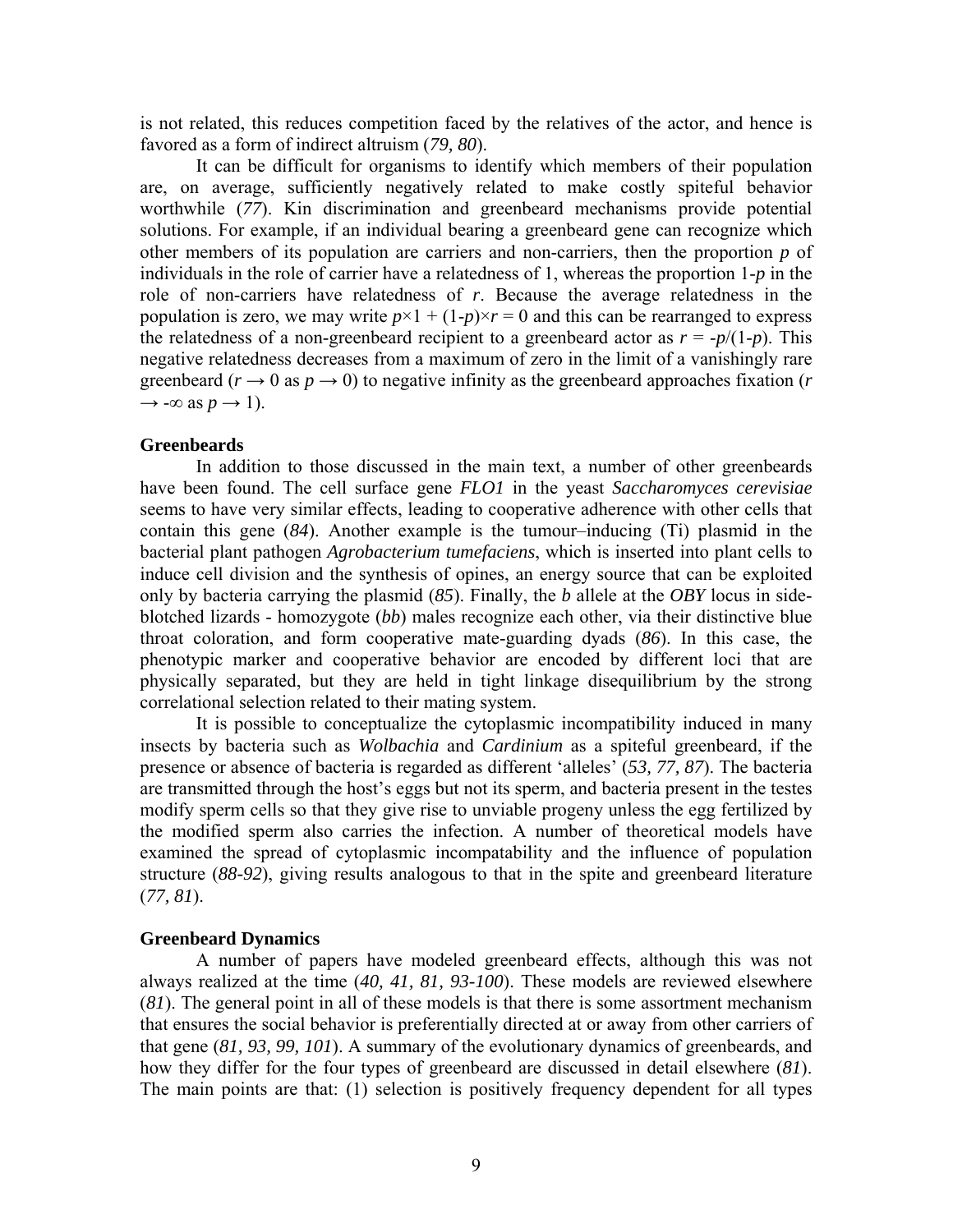is not related, this reduces competition faced by the relatives of the actor, and hence is favored as a form of indirect altruism (*79, 80*).

It can be difficult for organisms to identify which members of their population are, on average, sufficiently negatively related to make costly spiteful behavior worthwhile (*77*). Kin discrimination and greenbeard mechanisms provide potential solutions. For example, if an individual bearing a greenbeard gene can recognize which other members of its population are carriers and non-carriers, then the proportion $p$ of individuals in the role of carrier have a relatedness of 1, whereas the proportion $1-p$ in the role of non-carriers have relatedness of $r$. Because the average relatedness in the population is zero, we may write $p\times1 + (1-p)\times r = 0$ and this can be rearranged to express the relatedness of a non-greenbeard recipient to a greenbeard actor as $r = -p/(1-p)$. This negative relatedness decreases from a maximum of zero in the limit of a vanishingly rare greenbeard ($r \rightarrow 0$ as $p \rightarrow 0$) to negative infinity as the greenbeard approaches fixation ($r \rightarrow -\infty$ as $p \rightarrow 1$).

### Greenbeards

In addition to those discussed in the main text, a number of other greenbeards have been found. The cell surface gene *FLO1* in the yeast *Saccharomyces cerevisiae* seems to have very similar effects, leading to cooperative adherence with other cells that contain this gene (*84*). Another example is the tumour–inducing (Ti) plasmid in the bacterial plant pathogen *Agrobacterium tumefaciens*, which is inserted into plant cells to induce cell division and the synthesis of opines, an energy source that can be exploited only by bacteria carrying the plasmid (*85*). Finally, the *b* allele at the *OBY* locus in side-blotched lizards - homozygote (*bb*) males recognize each other, via their distinctive blue throat coloration, and form cooperative mate-guarding dyads (*86*). In this case, the phenotypic marker and cooperative behavior are encoded by different loci that are physically separated, but they are held in tight linkage disequilibrium by the strong correlational selection related to their mating system.

It is possible to conceptualize the cytoplasmic incompatibility induced in many insects by bacteria such as *Wolbachia* and *Cardinium* as a spiteful greenbeard, if the presence or absence of bacteria is regarded as different 'alleles' (*53, 77, 87*). The bacteria are transmitted through the host's eggs but not its sperm, and bacteria present in the testes modify sperm cells so that they give rise to unviable progeny unless the egg fertilized by the modified sperm also carries the infection. A number of theoretical models have examined the spread of cytoplasmic incompatability and the influence of population structure (*88-92*), giving results analogous to that in the spite and greenbeard literature (*77, 81*).

### Greenbeard Dynamics

A number of papers have modeled greenbeard effects, although this was not always realized at the time (*40, 41, 81, 93-100*). These models are reviewed elsewhere (*81*). The general point in all of these models is that there is some assortment mechanism that ensures the social behavior is preferentially directed at or away from other carriers of that gene (*81, 93, 99, 101*). A summary of the evolutionary dynamics of greenbeards, and how they differ for the four types of greenbeard are discussed in detail elsewhere (*81*). The main points are that: (1) selection is positively frequency dependent for all types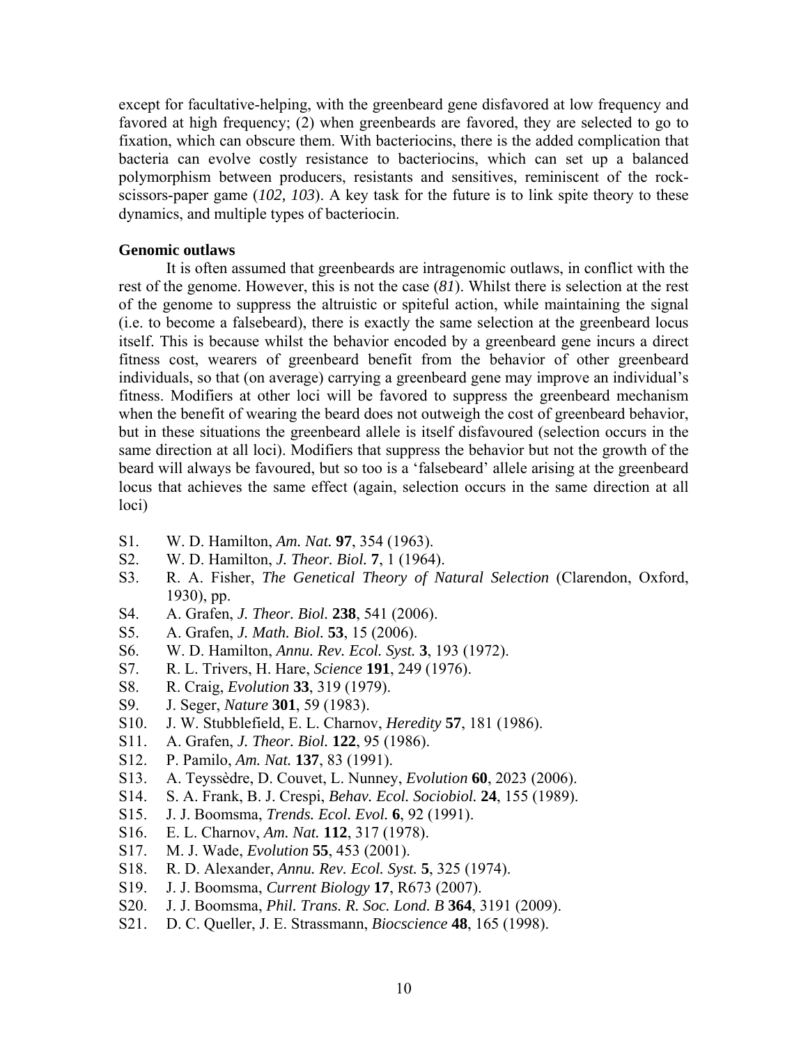except for facultative-helping, with the greenbeard gene disfavored at low frequency and favored at high frequency; (2) when greenbeards are favored, they are selected to go to fixation, which can obscure them. With bacteriocins, there is the added complication that bacteria can evolve costly resistance to bacteriocins, which can set up a balanced polymorphism between producers, resistants and sensitives, reminiscent of the rock-scissors-paper game (*102, 103*). A key task for the future is to link spite theory to these dynamics, and multiple types of bacteriocin.

**Genomic outlaws**

It is often assumed that greenbeards are intragenomic outlaws, in conflict with the rest of the genome. However, this is not the case (*81*). Whilst there is selection at the rest of the genome to suppress the altruistic or spiteful action, while maintaining the signal (i.e. to become a falsebeard), there is exactly the same selection at the greenbeard locus itself. This is because whilst the behavior encoded by a greenbeard gene incurs a direct fitness cost, wearers of greenbeard benefit from the behavior of other greenbeard individuals, so that (on average) carrying a greenbeard gene may improve an individual's fitness. Modifiers at other loci will be favored to suppress the greenbeard mechanism when the benefit of wearing the beard does not outweigh the cost of greenbeard behavior, but in these situations the greenbeard allele is itself disfavoured (selection occurs in the same direction at all loci). Modifiers that suppress the behavior but not the growth of the beard will always be favoured, but so too is a 'falsebeard' allele arising at the greenbeard locus that achieves the same effect (again, selection occurs in the same direction at all loci)

- S1. W. D. Hamilton, *Am. Nat.* **97**, 354 (1963).
- S2. W. D. Hamilton, *J. Theor. Biol.* **7**, 1 (1964).
- S3. R. A. Fisher, *The Genetical Theory of Natural Selection* (Clarendon, Oxford, 1930), pp.
- S4. A. Grafen, *J. Theor. Biol.* **238**, 541 (2006).
- S5. A. Grafen, *J. Math. Biol.* **53**, 15 (2006).
- S6. W. D. Hamilton, *Annu. Rev. Ecol. Syst.* **3**, 193 (1972).
- S7. R. L. Trivers, H. Hare, *Science* **191**, 249 (1976).
- S8. R. Craig, *Evolution* **33**, 319 (1979).
- S9. J. Seger, *Nature* **301**, 59 (1983).
- S10. J. W. Stubblefield, E. L. Charnov, *Heredity* **57**, 181 (1986).
- S11. A. Grafen, *J. Theor. Biol.* **122**, 95 (1986).
- S12. P. Pamilo, *Am. Nat.* **137**, 83 (1991).
- S13. A. Teyssèdre, D. Couvet, L. Nunney, *Evolution* **60**, 2023 (2006).
- S14. S. A. Frank, B. J. Crespi, *Behav. Ecol. Sociobiol.* **24**, 155 (1989).
- S15. J. J. Boomsma, *Trends. Ecol. Evol.* **6**, 92 (1991).
- S16. E. L. Charnov, *Am. Nat.* **112**, 317 (1978).
- S17. M. J. Wade, *Evolution* **55**, 453 (2001).
- S18. R. D. Alexander, *Annu. Rev. Ecol. Syst.* **5**, 325 (1974).
- S19. J. J. Boomsma, *Current Biology* **17**, R673 (2007).
- S20. J. J. Boomsma, *Phil. Trans. R. Soc. Lond. B* **364**, 3191 (2009).
- S21. D. C. Queller, J. E. Strassmann, *Biocscience* **48**, 165 (1998).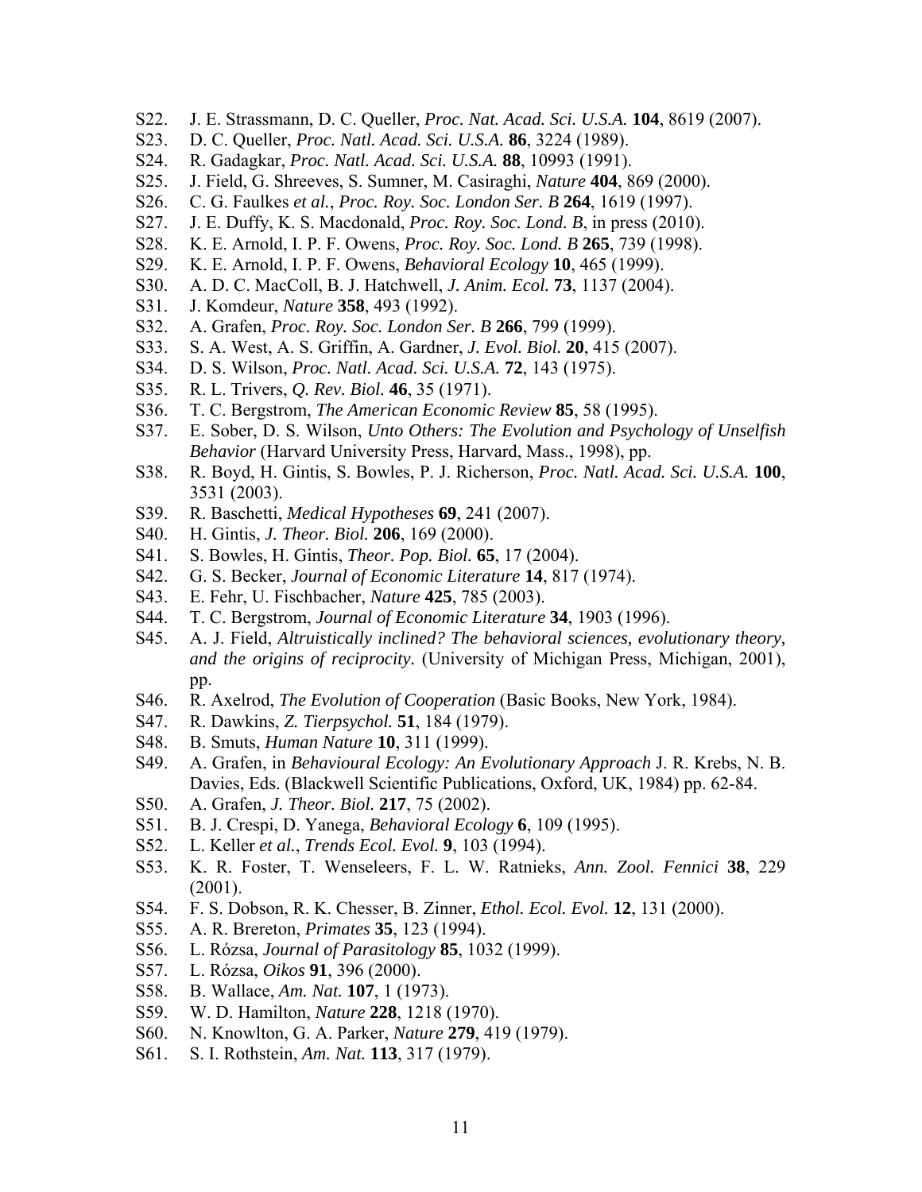- S22. J. E. Strassmann, D. C. Queller, *Proc. Nat. Acad. Sci. U.S.A.* **104**, 8619 (2007).
- S23. D. C. Queller, *Proc. Natl. Acad. Sci. U.S.A.* **86**, 3224 (1989).
- S24. R. Gadagkar, *Proc. Natl. Acad. Sci. U.S.A.* **88**, 10993 (1991).
- S25. J. Field, G. Shreeves, S. Sumner, M. Casiraghi, *Nature* **404**, 869 (2000).
- S26. C. G. Faulkes *et al.*, *Proc. Roy. Soc. London Ser. B* **264**, 1619 (1997).
- S27. J. E. Duffy, K. S. Macdonald, *Proc. Roy. Soc. Lond. B*, in press (2010).
- S28. K. E. Arnold, I. P. F. Owens, *Proc. Roy. Soc. Lond. B* **265**, 739 (1998).
- S29. K. E. Arnold, I. P. F. Owens, *Behavioral Ecology* **10**, 465 (1999).
- S30. A. D. C. MacColl, B. J. Hatchwell, *J. Anim. Ecol.* **73**, 1137 (2004).
- S31. J. Komdeur, *Nature* **358**, 493 (1992).
- S32. A. Grafen, *Proc. Roy. Soc. London Ser. B* **266**, 799 (1999).
- S33. S. A. West, A. S. Griffin, A. Gardner, *J. Evol. Biol.* **20**, 415 (2007).
- S34. D. S. Wilson, *Proc. Natl. Acad. Sci. U.S.A.* **72**, 143 (1975).
- S35. R. L. Trivers, *Q. Rev. Biol.* **46**, 35 (1971).
- S36. T. C. Bergstrom, *The American Economic Review* **85**, 58 (1995).
- S37. E. Sober, D. S. Wilson, *Unto Others: The Evolution and Psychology of Unselfish Behavior* (Harvard University Press, Harvard, Mass., 1998), pp.
- S38. R. Boyd, H. Gintis, S. Bowles, P. J. Richerson, *Proc. Natl. Acad. Sci. U.S.A.* **100**, 3531 (2003).
- S39. R. Baschetti, *Medical Hypotheses* **69**, 241 (2007).
- S40. H. Gintis, *J. Theor. Biol.* **206**, 169 (2000).
- S41. S. Bowles, H. Gintis, *Theor. Pop. Biol.* **65**, 17 (2004).
- S42. G. S. Becker, *Journal of Economic Literature* **14**, 817 (1974).
- S43. E. Fehr, U. Fischbacher, *Nature* **425**, 785 (2003).
- S44. T. C. Bergstrom, *Journal of Economic Literature* **34**, 1903 (1996).
- S45. A. J. Field, *Altruistically inclined? The behavioral sciences, evolutionary theory, and the origins of reciprocity.* (University of Michigan Press, Michigan, 2001), pp.
- S46. R. Axelrod, *The Evolution of Cooperation* (Basic Books, New York, 1984).
- S47. R. Dawkins, *Z. Tierpsychol.* **51**, 184 (1979).
- S48. B. Smuts, *Human Nature* **10**, 311 (1999).
- S49. A. Grafen, in *Behavioural Ecology: An Evolutionary Approach* J. R. Krebs, N. B. Davies, Eds. (Blackwell Scientific Publications, Oxford, UK, 1984) pp. 62-84.
- S50. A. Grafen, *J. Theor. Biol.* **217**, 75 (2002).
- S51. B. J. Crespi, D. Yanega, *Behavioral Ecology* **6**, 109 (1995).
- S52. L. Keller *et al.*, *Trends Ecol. Evol.* **9**, 103 (1994).
- S53. K. R. Foster, T. Wenseleers, F. L. W. Ratnieks, *Ann. Zool. Fennici* **38**, 229 (2001).
- S54. F. S. Dobson, R. K. Chesser, B. Zinner, *Ethol. Ecol. Evol.* **12**, 131 (2000).
- S55. A. R. Brereton, *Primates* **35**, 123 (1994).
- S56. L. Rózsa, *Journal of Parasitology* **85**, 1032 (1999).
- S57. L. Rózsa, *Oikos* **91**, 396 (2000).
- S58. B. Wallace, *Am. Nat.* **107**, 1 (1973).
- S59. W. D. Hamilton, *Nature* **228**, 1218 (1970).
- S60. N. Knowlton, G. A. Parker, *Nature* **279**, 419 (1979).
- S61. S. I. Rothstein, *Am. Nat.* **113**, 317 (1979).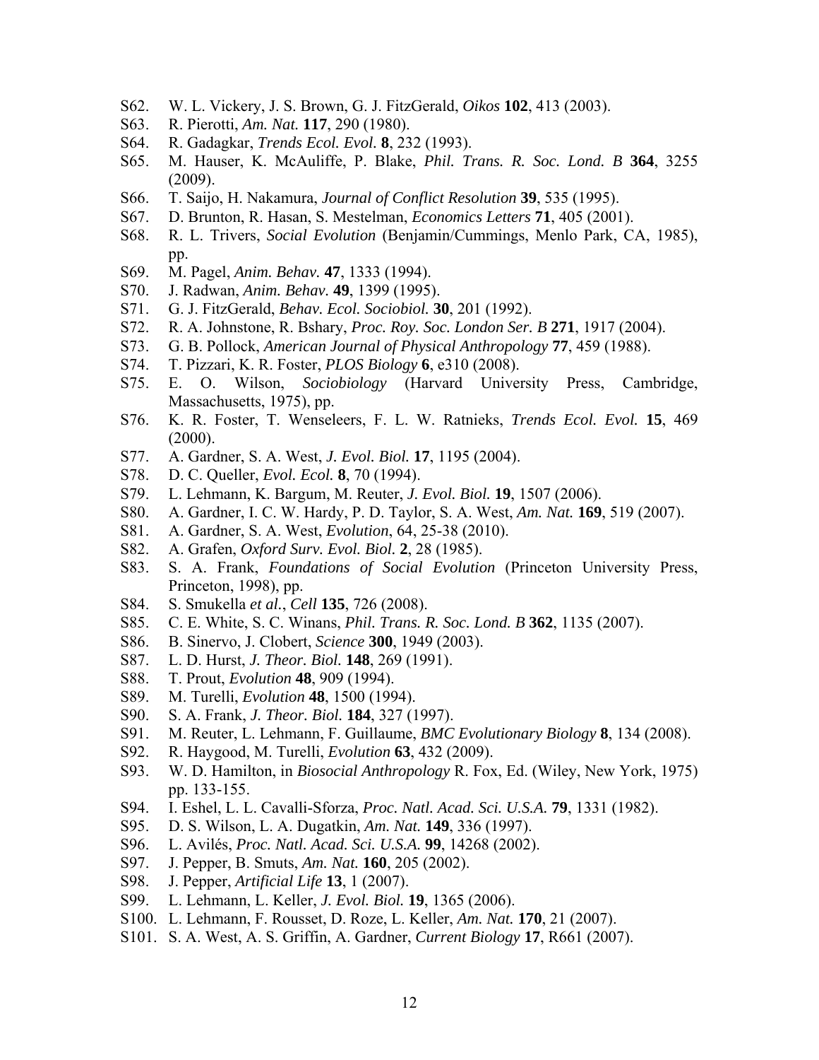S62. W. L. Vickery, J. S. Brown, G. J. FitzGerald, *Oikos* **102**, 413 (2003).
S63. R. Pierotti, *Am. Nat.* **117**, 290 (1980).
S64. R. Gadagkar, *Trends Ecol. Evol.* **8**, 232 (1993).
S65. M. Hauser, K. McAuliffe, P. Blake, *Phil. Trans. R. Soc. Lond. B* **364**, 3255 (2009).
S66. T. Saijo, H. Nakamura, *Journal of Conflict Resolution* **39**, 535 (1995).
S67. D. Brunton, R. Hasan, S. Mestelman, *Economics Letters* **71**, 405 (2001).
S68. R. L. Trivers, *Social Evolution* (Benjamin/Cummings, Menlo Park, CA, 1985), pp.
S69. M. Pagel, *Anim. Behav.* **47**, 1333 (1994).
S70. J. Radwan, *Anim. Behav.* **49**, 1399 (1995).
S71. G. J. FitzGerald, *Behav. Ecol. Sociobiol.* **30**, 201 (1992).
S72. R. A. Johnstone, R. Bshary, *Proc. Roy. Soc. London Ser. B* **271**, 1917 (2004).
S73. G. B. Pollock, *American Journal of Physical Anthropology* **77**, 459 (1988).
S74. T. Pizzari, K. R. Foster, *PLOS Biology* **6**, e310 (2008).
S75. E. O. Wilson, *Sociobiology* (Harvard University Press, Cambridge, Massachusetts, 1975), pp.
S76. K. R. Foster, T. Wenseleers, F. L. W. Ratnieks, *Trends Ecol. Evol.* **15**, 469 (2000).
S77. A. Gardner, S. A. West, *J. Evol. Biol.* **17**, 1195 (2004).
S78. D. C. Queller, *Evol. Ecol.* **8**, 70 (1994).
S79. L. Lehmann, K. Bargum, M. Reuter, *J. Evol. Biol.* **19**, 1507 (2006).
S80. A. Gardner, I. C. W. Hardy, P. D. Taylor, S. A. West, *Am. Nat.* **169**, 519 (2007).
S81. A. Gardner, S. A. West, *Evolution*, 64, 25-38 (2010).
S82. A. Grafen, *Oxford Surv. Evol. Biol.* **2**, 28 (1985).
S83. S. A. Frank, *Foundations of Social Evolution* (Princeton University Press, Princeton, 1998), pp.
S84. S. Smukella *et al.*, *Cell* **135**, 726 (2008).
S85. C. E. White, S. C. Winans, *Phil. Trans. R. Soc. Lond. B* **362**, 1135 (2007).
S86. B. Sinervo, J. Clobert, *Science* **300**, 1949 (2003).
S87. L. D. Hurst, *J. Theor. Biol.* **148**, 269 (1991).
S88. T. Prout, *Evolution* **48**, 909 (1994).
S89. M. Turelli, *Evolution* **48**, 1500 (1994).
S90. S. A. Frank, *J. Theor. Biol.* **184**, 327 (1997).
S91. M. Reuter, L. Lehmann, F. Guillaume, *BMC Evolutionary Biology* **8**, 134 (2008).
S92. R. Haygood, M. Turelli, *Evolution* **63**, 432 (2009).
S93. W. D. Hamilton, in *Biosocial Anthropology* R. Fox, Ed. (Wiley, New York, 1975) pp. 133-155.
S94. I. Eshel, L. L. Cavalli-Sforza, *Proc. Natl. Acad. Sci. U.S.A.* **79**, 1331 (1982).
S95. D. S. Wilson, L. A. Dugatkin, *Am. Nat.* **149**, 336 (1997).
S96. L. Avilés, *Proc. Natl. Acad. Sci. U.S.A.* **99**, 14268 (2002).
S97. J. Pepper, B. Smuts, *Am. Nat.* **160**, 205 (2002).
S98. J. Pepper, *Artificial Life* **13**, 1 (2007).
S99. L. Lehmann, L. Keller, *J. Evol. Biol.* **19**, 1365 (2006).
S100. L. Lehmann, F. Rousset, D. Roze, L. Keller, *Am. Nat.* **170**, 21 (2007).
S101. S. A. West, A. S. Griffin, A. Gardner, *Current Biology* **17**, R661 (2007).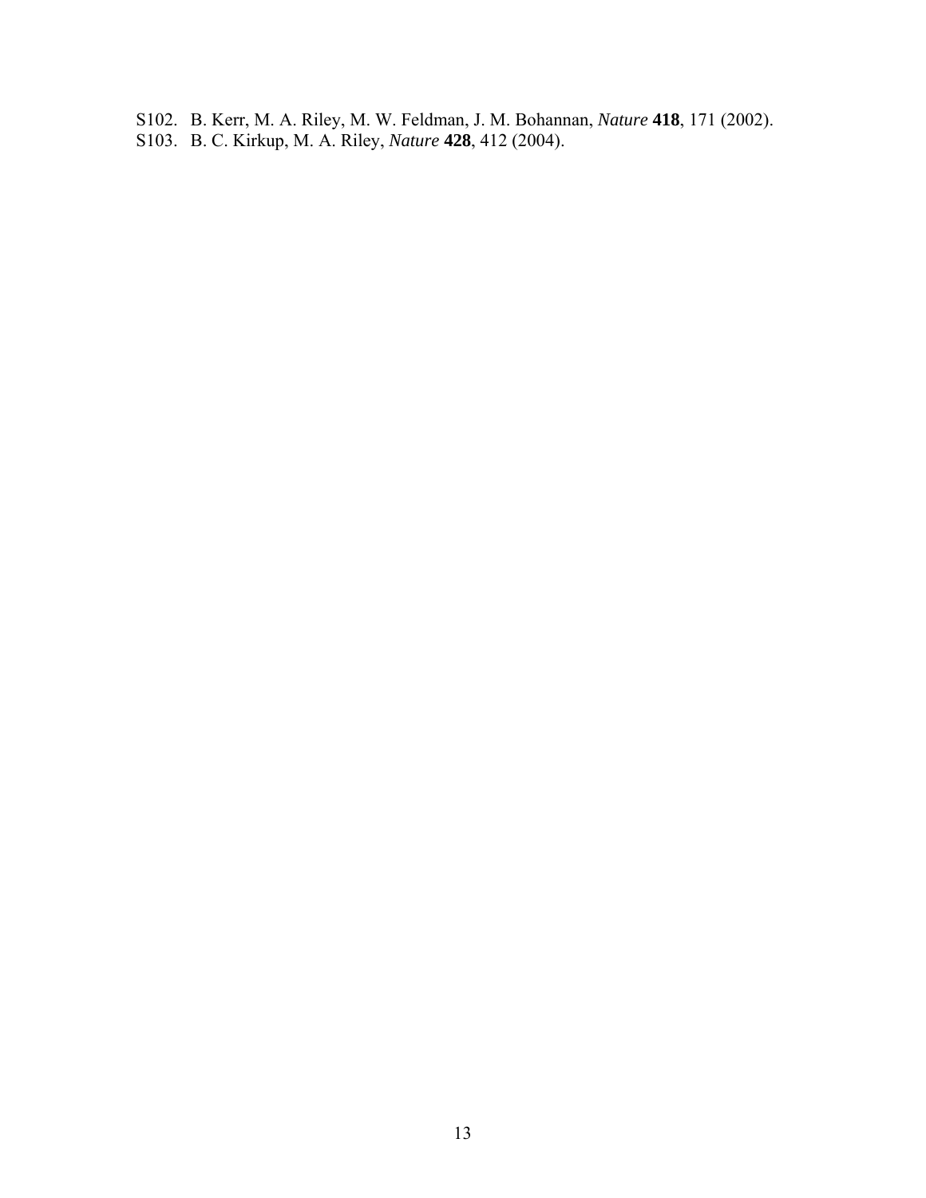S102. B. Kerr, M. A. Riley, M. W. Feldman, J. M. Bohannan, *Nature* **418**, 171 (2002).
S103. B. C. Kirkup, M. A. Riley, *Nature* **428**, 412 (2004).